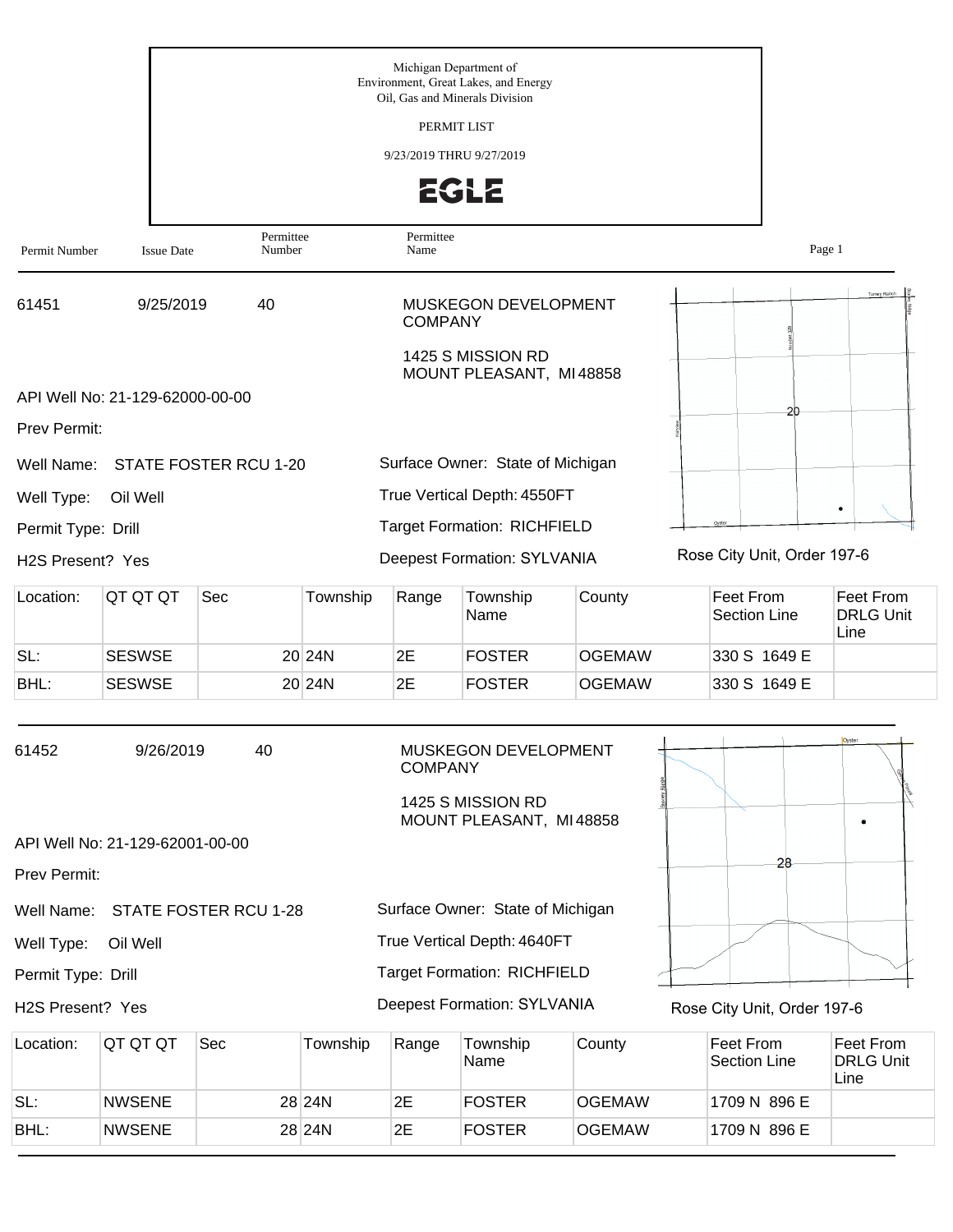Michigan Department of
Environment, Great Lakes, and Energy
Oil, Gas and Minerals Division

PERMIT LIST

9/23/2019 THRU 9/27/2019

EGLE

| Permit Number | Issue Date | Permittee Number | Permittee Name |
|---|---|---|---|

---

61451 | 9/25/2019 | 40 | MUSKEGON DEVELOPMENT COMPANY

1425 S MISSION RD
MOUNT PLEASANT, MI 48858

API Well No: 21-129-62000-00-00

Prev Permit:

Well Name: STATE FOSTER RCU 1-20

Well Type: Oil Well

Permit Type: Drill

H2S Present? Yes

Surface Owner: State of Michigan

True Vertical Depth: 4550FT

Target Formation: RICHFIELD

Deepest Formation: SYLVANIA

Rose City Unit, Order 197-6

| Location: | QT QT QT | Sec | Township | Range | Township Name | County | Feet From Section Line | Feet From DRLG Unit Line |
|---|---|---|---|---|---|---|---|---|
| SL: | SESWSE | 20 | 24N | 2E | FOSTER | OGEMAW | 330 S 1649 E | |
| BHL: | SESWSE | 20 | 24N | 2E | FOSTER | OGEMAW | 330 S 1649 E | |

---

61452 | 9/26/2019 | 40 | MUSKEGON DEVELOPMENT COMPANY

1425 S MISSION RD
MOUNT PLEASANT, MI 48858

API Well No: 21-129-62001-00-00

Prev Permit:

Well Name: STATE FOSTER RCU 1-28

Well Type: Oil Well

Permit Type: Drill

H2S Present? Yes

Surface Owner: State of Michigan

True Vertical Depth: 4640FT

Target Formation: RICHFIELD

Deepest Formation: SYLVANIA

Rose City Unit, Order 197-6

| Location: | QT QT QT | Sec | Township | Range | Township Name | County | Feet From Section Line | Feet From DRLG Unit Line |
|---|---|---|---|---|---|---|---|---|
| SL: | NWSENE | 28 | 24N | 2E | FOSTER | OGEMAW | 1709 N 896 E | |
| BHL: | NWSENE | 28 | 24N | 2E | FOSTER | OGEMAW | 1709 N 896 E | |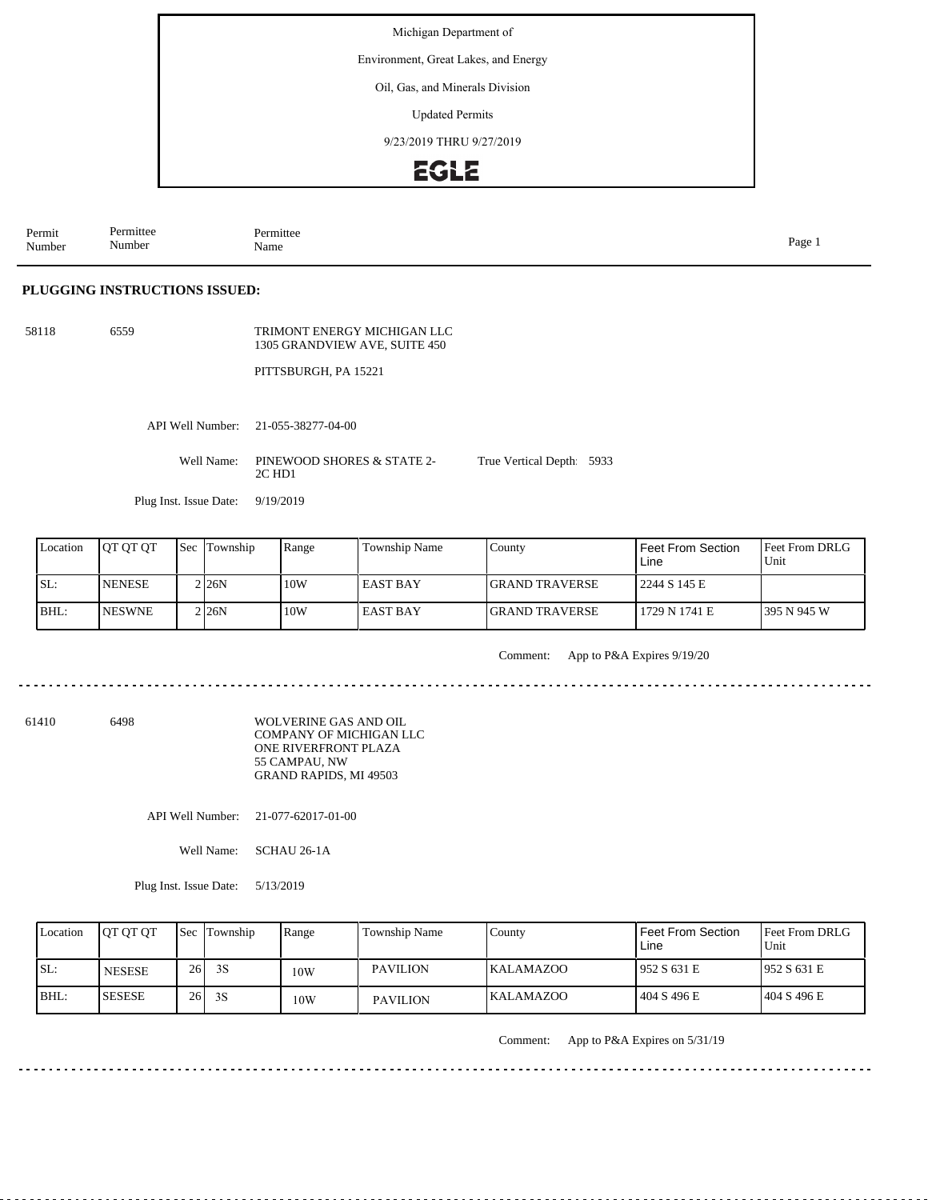Michigan Department of

Environment, Great Lakes, and Energy

Oil, Gas, and Minerals Division

Updated Permits

9/23/2019 THRU 9/27/2019

EGLE

| Permit Number | Permittee Number | Permittee Name |
|---|---|---|

**PLUGGING INSTRUCTIONS ISSUED:**

58118 &nbsp;&nbsp; 6559 &nbsp;&nbsp; TRIMONT ENERGY MICHIGAN LLC
1305 GRANDVIEW AVE, SUITE 450

PITTSBURGH, PA 15221

API Well Number: 21-055-38277-04-00

Well Name: PINEWOOD SHORES & STATE 2-2C HD1 &nbsp;&nbsp; True Vertical Depth: 5933

Plug Inst. Issue Date: 9/19/2019

| Location | QT QT QT | Sec | Township | Range | Township Name | County | Feet From Section Line | Feet From DRLG Unit |
|---|---|---|---|---|---|---|---|---|
| SL: | NENESE | 2 | 26N | 10W | EAST BAY | GRAND TRAVERSE | 2244 S 145 E | |
| BHL: | NESWNE | 2 | 26N | 10W | EAST BAY | GRAND TRAVERSE | 1729 N 1741 E | 395 N 945 W |

Comment: App to P&A Expires 9/19/20

---

61410 &nbsp;&nbsp; 6498 &nbsp;&nbsp; WOLVERINE GAS AND OIL COMPANY OF MICHIGAN LLC
ONE RIVERFRONT PLAZA
55 CAMPAU, NW
GRAND RAPIDS, MI 49503

API Well Number: 21-077-62017-01-00

Well Name: SCHAU 26-1A

Plug Inst. Issue Date: 5/13/2019

| Location | QT QT QT | Sec | Township | Range | Township Name | County | Feet From Section Line | Feet From DRLG Unit |
|---|---|---|---|---|---|---|---|---|
| SL: | NESESE | 26 | 3S | 10W | PAVILION | KALAMAZOO | 952 S 631 E | 952 S 631 E |
| BHL: | SESESE | 26 | 3S | 10W | PAVILION | KALAMAZOO | 404 S 496 E | 404 S 496 E |

Comment: App to P&A Expires on 5/31/19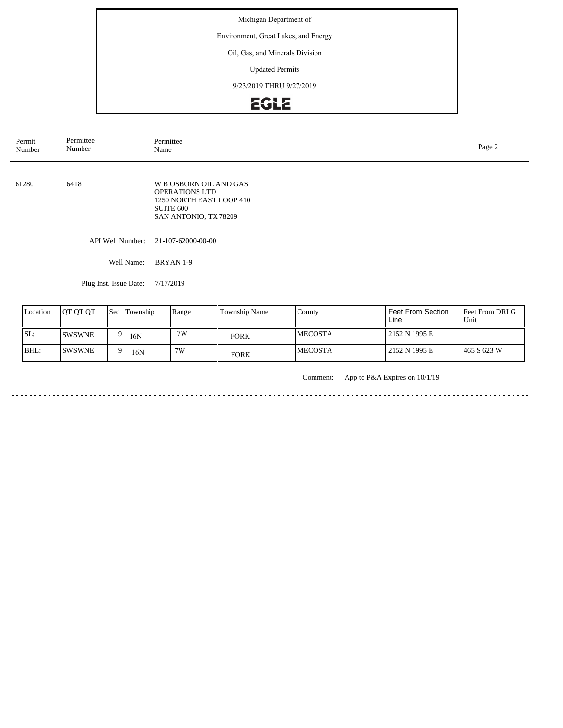Michigan Department of

Environment, Great Lakes, and Energy

Oil, Gas, and Minerals Division

Updated Permits

9/23/2019 THRU 9/27/2019

EGLE

| Permit Number | Permittee Number | Permittee Name |
|---|---|---|
| 61280 | 6418 | W B OSBORN OIL AND GAS OPERATIONS LTD<br>1250 NORTH EAST LOOP 410<br>SUITE 600<br>SAN ANTONIO, TX 78209 |

API Well Number: 21-107-62000-00-00

Well Name: BRYAN 1-9

Plug Inst. Issue Date: 7/17/2019

| Location | QT QT QT | Sec | Township | Range | Township Name | County | Feet From Section Line | Feet From DRLG Unit |
|---|---|---|---|---|---|---|---|---|
| SL: | SWSWNE | 9 | 16N | 7W | FORK | MECOSTA | 2152 N 1995 E | |
| BHL: | SWSWNE | 9 | 16N | 7W | FORK | MECOSTA | 2152 N 1995 E | 465 S 623 W |

Comment: App to P&A Expires on 10/1/19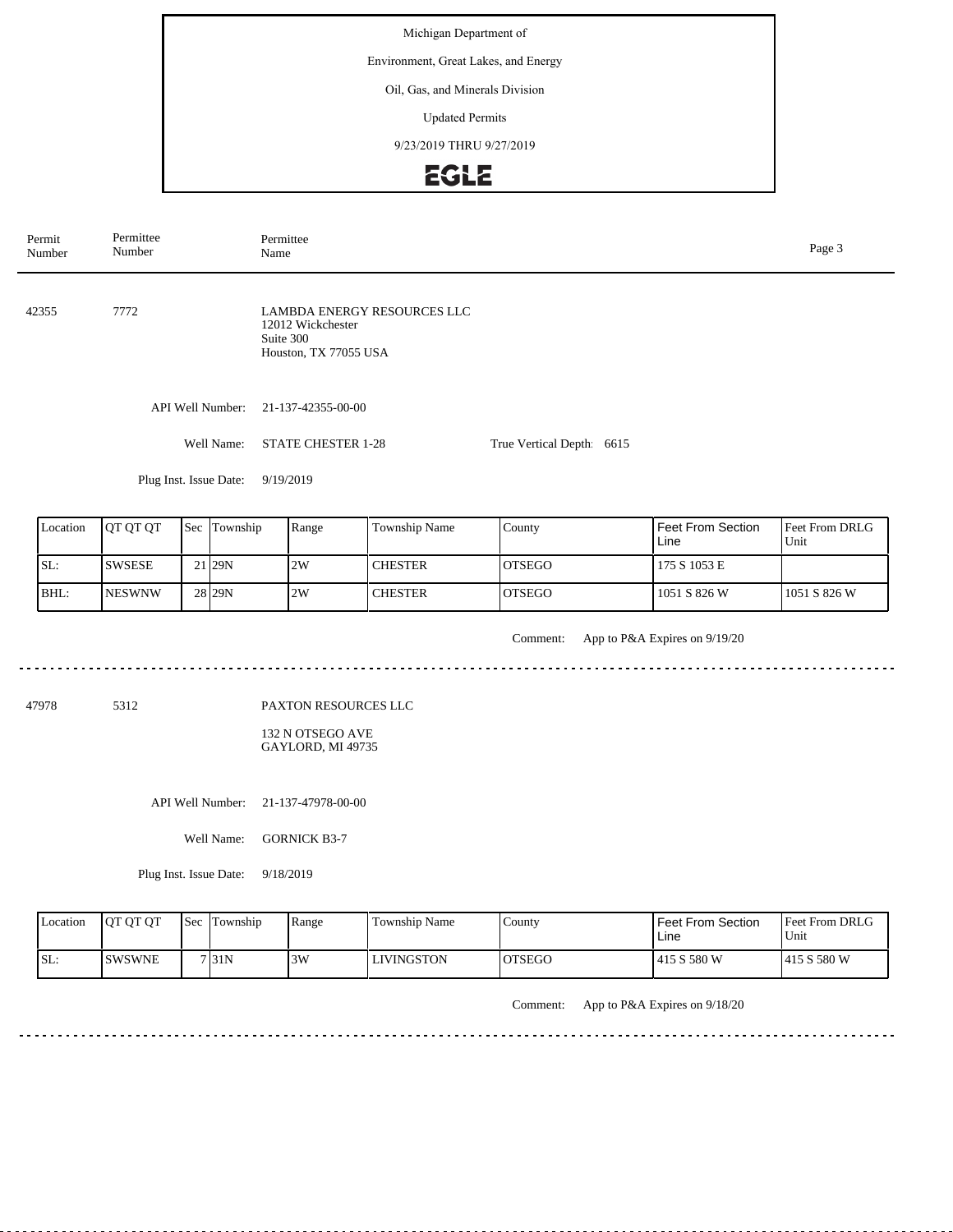Michigan Department of

Environment, Great Lakes, and Energy

Oil, Gas, and Minerals Division

Updated Permits

9/23/2019 THRU 9/27/2019

EGLE

| Permit Number | Permittee Number | Permittee Name |
|---|---|---|

42355 7772 LAMBDA ENERGY RESOURCES LLC
12012 Wickchester
Suite 300
Houston, TX 77055 USA

API Well Number: 21-137-42355-00-00

Well Name: STATE CHESTER 1-28 True Vertical Depth: 6615

Plug Inst. Issue Date: 9/19/2019

| Location | QT QT QT | Sec | Township | Range | Township Name | County | Feet From Section Line | Feet From DRLG Unit |
|---|---|---|---|---|---|---|---|---|
| SL: | SWSESE | 21 | 29N | 2W | CHESTER | OTSEGO | 175 S 1053 E | |
| BHL: | NESWNW | 28 | 29N | 2W | CHESTER | OTSEGO | 1051 S 826 W | 1051 S 826 W |

Comment: App to P&A Expires on 9/19/20

---

47978 5312 PAXTON RESOURCES LLC
132 N OTSEGO AVE
GAYLORD, MI 49735

API Well Number: 21-137-47978-00-00

Well Name: GORNICK B3-7

Plug Inst. Issue Date: 9/18/2019

| Location | QT QT QT | Sec | Township | Range | Township Name | County | Feet From Section Line | Feet From DRLG Unit |
|---|---|---|---|---|---|---|---|---|
| SL: | SWSWNE | 7 | 31N | 3W | LIVINGSTON | OTSEGO | 415 S 580 W | 415 S 580 W |

Comment: App to P&A Expires on 9/18/20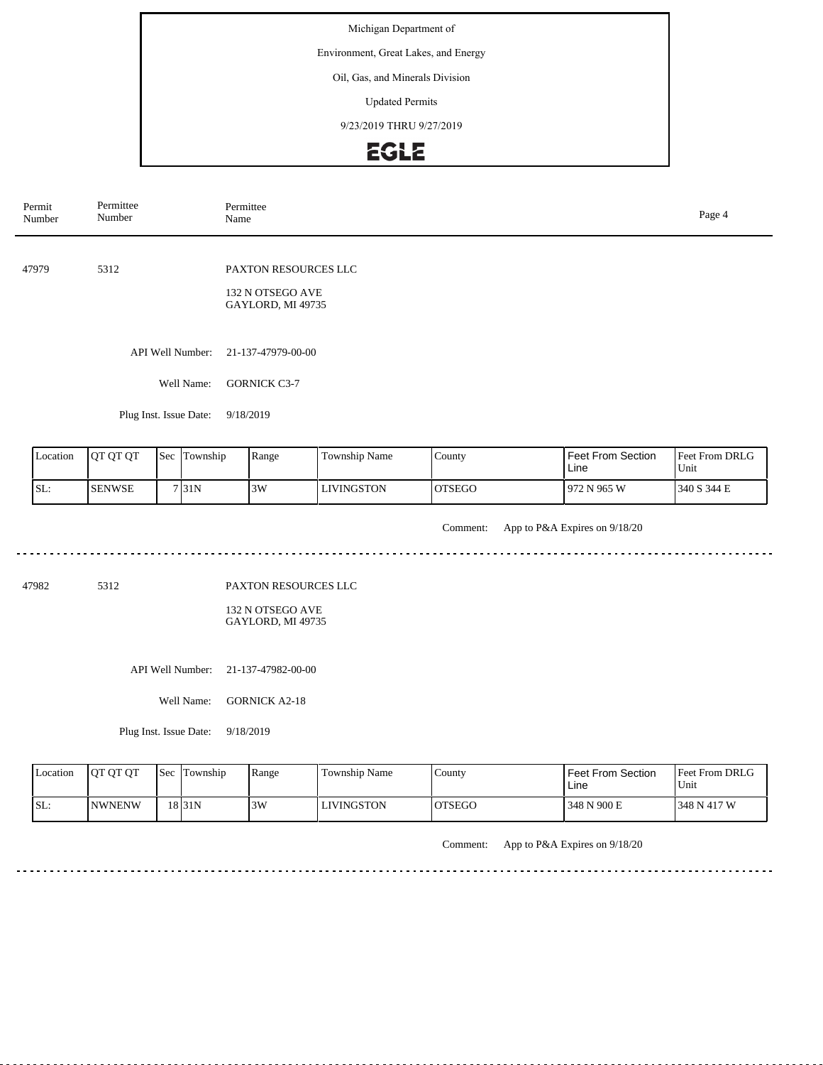Michigan Department of

Environment, Great Lakes, and Energy

Oil, Gas, and Minerals Division

Updated Permits

9/23/2019 THRU 9/27/2019

EGLE

| Permit Number | Permittee Number | Permittee Name |
|---|---|---|

---

47979 5312 PAXTON RESOURCES LLC

132 N OTSEGO AVE
GAYLORD, MI 49735

API Well Number: 21-137-47979-00-00

Well Name: GORNICK C3-7

Plug Inst. Issue Date: 9/18/2019

| Location | QT QT QT | Sec | Township | Range | Township Name | County | Feet From Section Line | Feet From DRLG Unit |
|---|---|---|---|---|---|---|---|---|
| SL: | SENWSE | 7 | 31N | 3W | LIVINGSTON | OTSEGO | 972 N 965 W | 340 S 344 E |

Comment: App to P&A Expires on 9/18/20

---

47982 5312 PAXTON RESOURCES LLC

132 N OTSEGO AVE
GAYLORD, MI 49735

API Well Number: 21-137-47982-00-00

Well Name: GORNICK A2-18

Plug Inst. Issue Date: 9/18/2019

| Location | QT QT QT | Sec | Township | Range | Township Name | County | Feet From Section Line | Feet From DRLG Unit |
|---|---|---|---|---|---|---|---|---|
| SL: | NWNENW | 18 | 31N | 3W | LIVINGSTON | OTSEGO | 348 N 900 E | 348 N 417 W |

Comment: App to P&A Expires on 9/18/20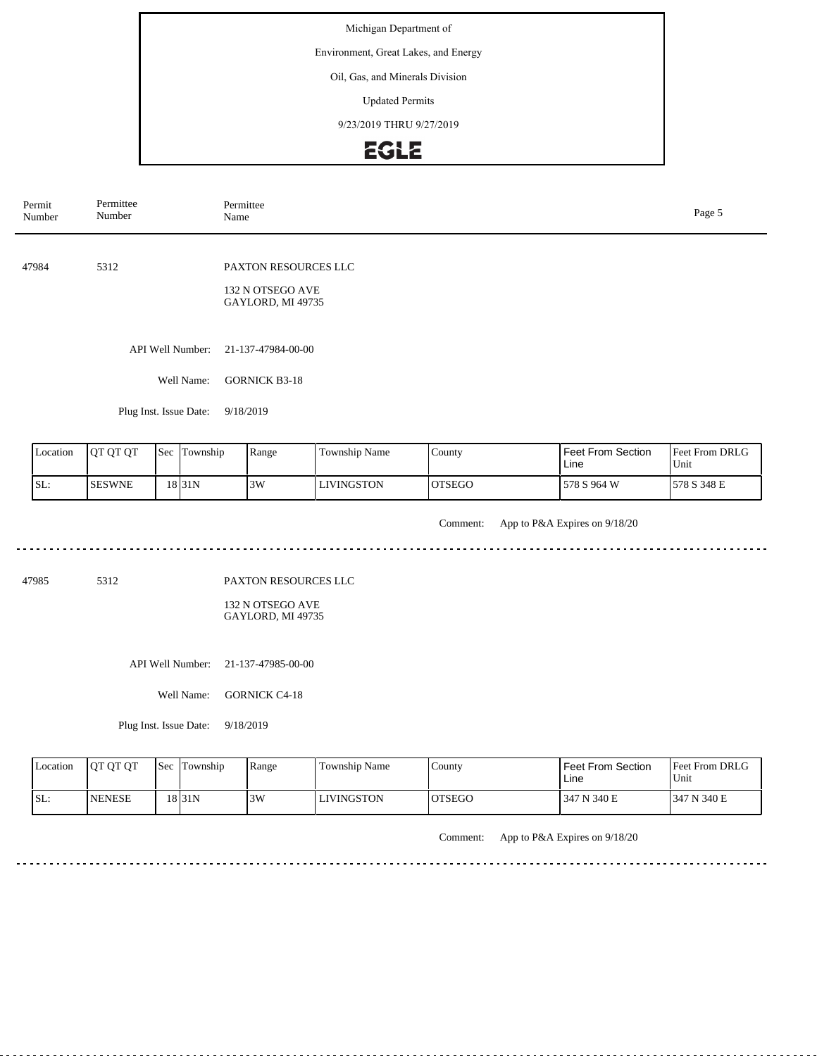Michigan Department of

Environment, Great Lakes, and Energy

Oil, Gas, and Minerals Division

Updated Permits

9/23/2019 THRU 9/27/2019

EGLE

| Permit Number | Permittee Number | Permittee Name |
|---|---|---|

---

**47984** 5312 PAXTON RESOURCES LLC

132 N OTSEGO AVE
GAYLORD, MI 49735

API Well Number: 21-137-47984-00-00

Well Name: GORNICK B3-18

Plug Inst. Issue Date: 9/18/2019

| Location | QT QT QT | Sec | Township | Range | Township Name | County | Feet From Section Line | Feet From DRLG Unit |
|---|---|---|---|---|---|---|---|---|
| SL: | SESWNE | 18 | 31N | 3W | LIVINGSTON | OTSEGO | 578 S 964 W | 578 S 348 E |

Comment: App to P&A Expires on 9/18/20

---

**47985** 5312 PAXTON RESOURCES LLC

132 N OTSEGO AVE
GAYLORD, MI 49735

API Well Number: 21-137-47985-00-00

Well Name: GORNICK C4-18

Plug Inst. Issue Date: 9/18/2019

| Location | QT QT QT | Sec | Township | Range | Township Name | County | Feet From Section Line | Feet From DRLG Unit |
|---|---|---|---|---|---|---|---|---|
| SL: | NENESE | 18 | 31N | 3W | LIVINGSTON | OTSEGO | 347 N 340 E | 347 N 340 E |

Comment: App to P&A Expires on 9/18/20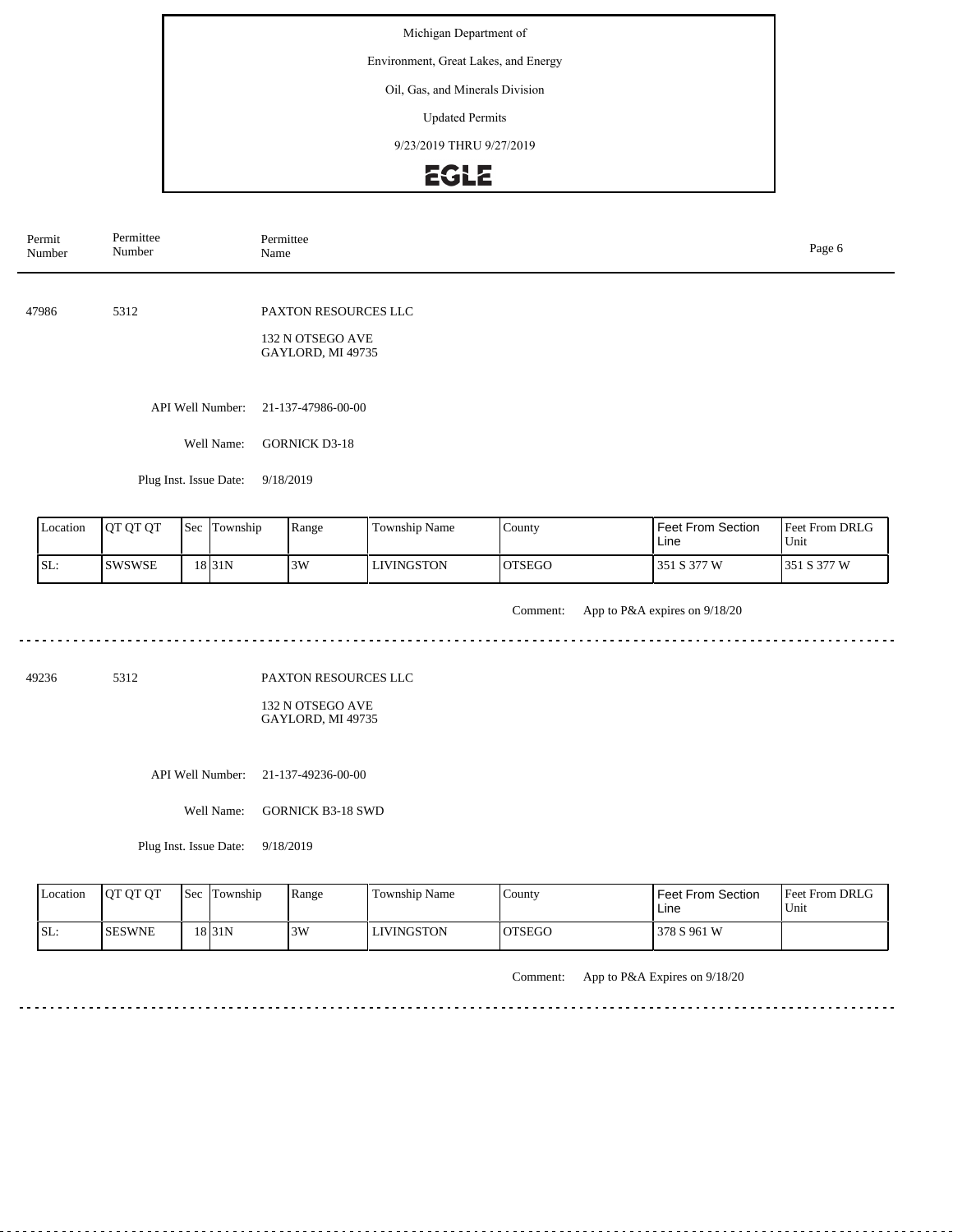Michigan Department of

Environment, Great Lakes, and Energy

Oil, Gas, and Minerals Division

Updated Permits

9/23/2019 THRU 9/27/2019

EGLE

| Permit Number | Permittee Number | Permittee Name |
|---|---|---|

47986 5312 PAXTON RESOURCES LLC

132 N OTSEGO AVE
GAYLORD, MI 49735

API Well Number: 21-137-47986-00-00

Well Name: GORNICK D3-18

Plug Inst. Issue Date: 9/18/2019

| Location | QT QT QT | Sec | Township | Range | Township Name | County | Feet From Section Line | Feet From DRLG Unit |
|---|---|---|---|---|---|---|---|---|
| SL: | SWSWSE | 18 | 31N | 3W | LIVINGSTON | OTSEGO | 351 S 377 W | 351 S 377 W |

Comment: App to P&A expires on 9/18/20

---

49236 5312 PAXTON RESOURCES LLC

132 N OTSEGO AVE
GAYLORD, MI 49735

API Well Number: 21-137-49236-00-00

Well Name: GORNICK B3-18 SWD

Plug Inst. Issue Date: 9/18/2019

| Location | QT QT QT | Sec | Township | Range | Township Name | County | Feet From Section Line | Feet From DRLG Unit |
|---|---|---|---|---|---|---|---|---|
| SL: | SESWNE | 18 | 31N | 3W | LIVINGSTON | OTSEGO | 378 S 961 W | |

Comment: App to P&A Expires on 9/18/20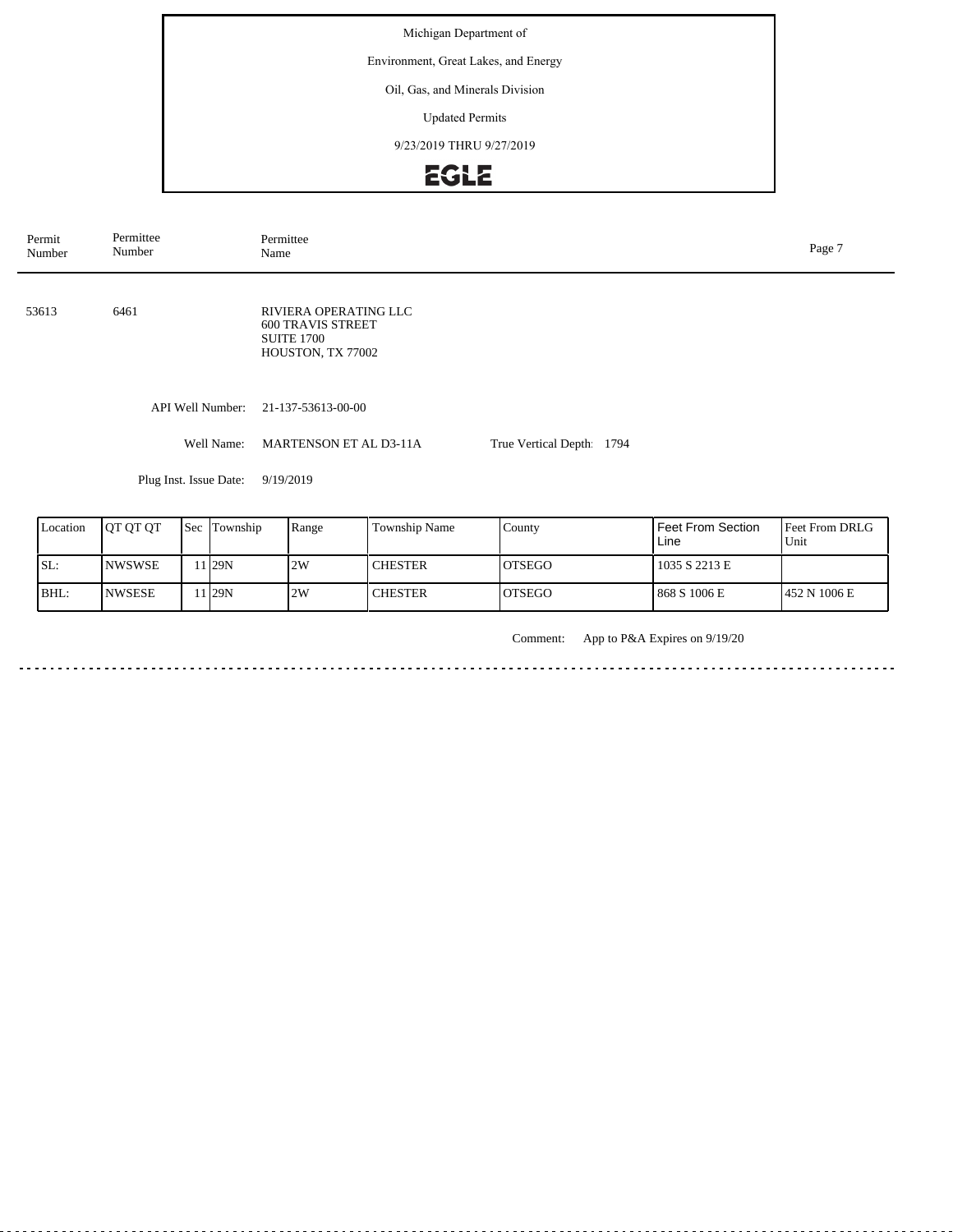Michigan Department of

Environment, Great Lakes, and Energy

Oil, Gas, and Minerals Division

Updated Permits

9/23/2019 THRU 9/27/2019

EGLE

| Permit Number | Permittee Number | Permittee Name |
|---|---|---|
| 53613 | 6461 | RIVIERA OPERATING LLC<br>600 TRAVIS STREET<br>SUITE 1700<br>HOUSTON, TX 77002 |

API Well Number: 21-137-53613-00-00

Well Name: MARTENSON ET AL D3-11A    True Vertical Depth: 1794

Plug Inst. Issue Date: 9/19/2019

| Location | QT QT QT | Sec | Township | Range | Township Name | County | Feet From Section Line | Feet From DRLG Unit |
|---|---|---|---|---|---|---|---|---|
| SL: | NWSWSE | 11 | 29N | 2W | CHESTER | OTSEGO | 1035 S 2213 E | |
| BHL: | NWSESE | 11 | 29N | 2W | CHESTER | OTSEGO | 868 S 1006 E | 452 N 1006 E |

Comment: App to P&A Expires on 9/19/20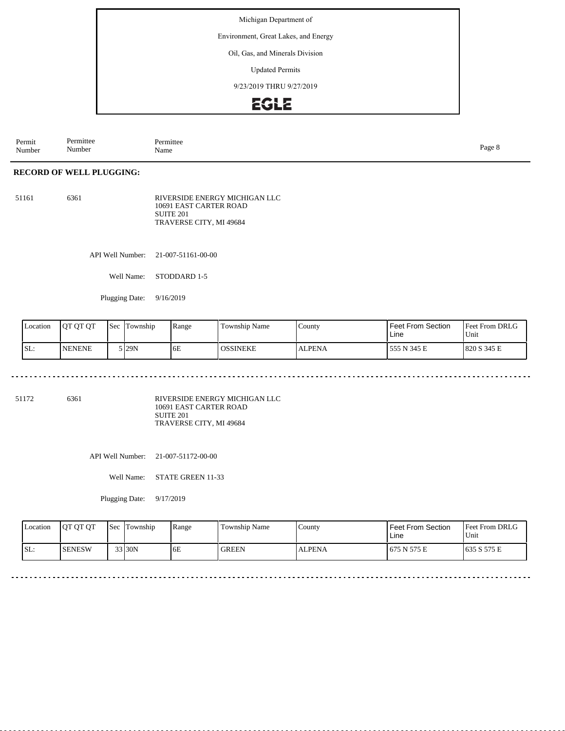Michigan Department of

Environment, Great Lakes, and Energy

Oil, Gas, and Minerals Division

Updated Permits

9/23/2019 THRU 9/27/2019

EGLE

| Permit Number | Permittee Number | Permittee Name |
|---|---|---|

## RECORD OF WELL PLUGGING:

51161 6361 RIVERSIDE ENERGY MICHIGAN LLC
10691 EAST CARTER ROAD
SUITE 201
TRAVERSE CITY, MI 49684

API Well Number: 21-007-51161-00-00

Well Name: STODDARD 1-5

Plugging Date: 9/16/2019

| Location | QT QT QT | Sec | Township | Range | Township Name | County | Feet From Section Line | Feet From DRLG Unit |
|---|---|---|---|---|---|---|---|---|
| SL: | NENENE | 5 | 29N | 6E | OSSINEKE | ALPENA | 555 N 345 E | 820 S 345 E |

---

51172 6361 RIVERSIDE ENERGY MICHIGAN LLC
10691 EAST CARTER ROAD
SUITE 201
TRAVERSE CITY, MI 49684

API Well Number: 21-007-51172-00-00

Well Name: STATE GREEN 11-33

Plugging Date: 9/17/2019

| Location | QT QT QT | Sec | Township | Range | Township Name | County | Feet From Section Line | Feet From DRLG Unit |
|---|---|---|---|---|---|---|---|---|
| SL: | SENESW | 33 | 30N | 6E | GREEN | ALPENA | 675 N 575 E | 635 S 575 E |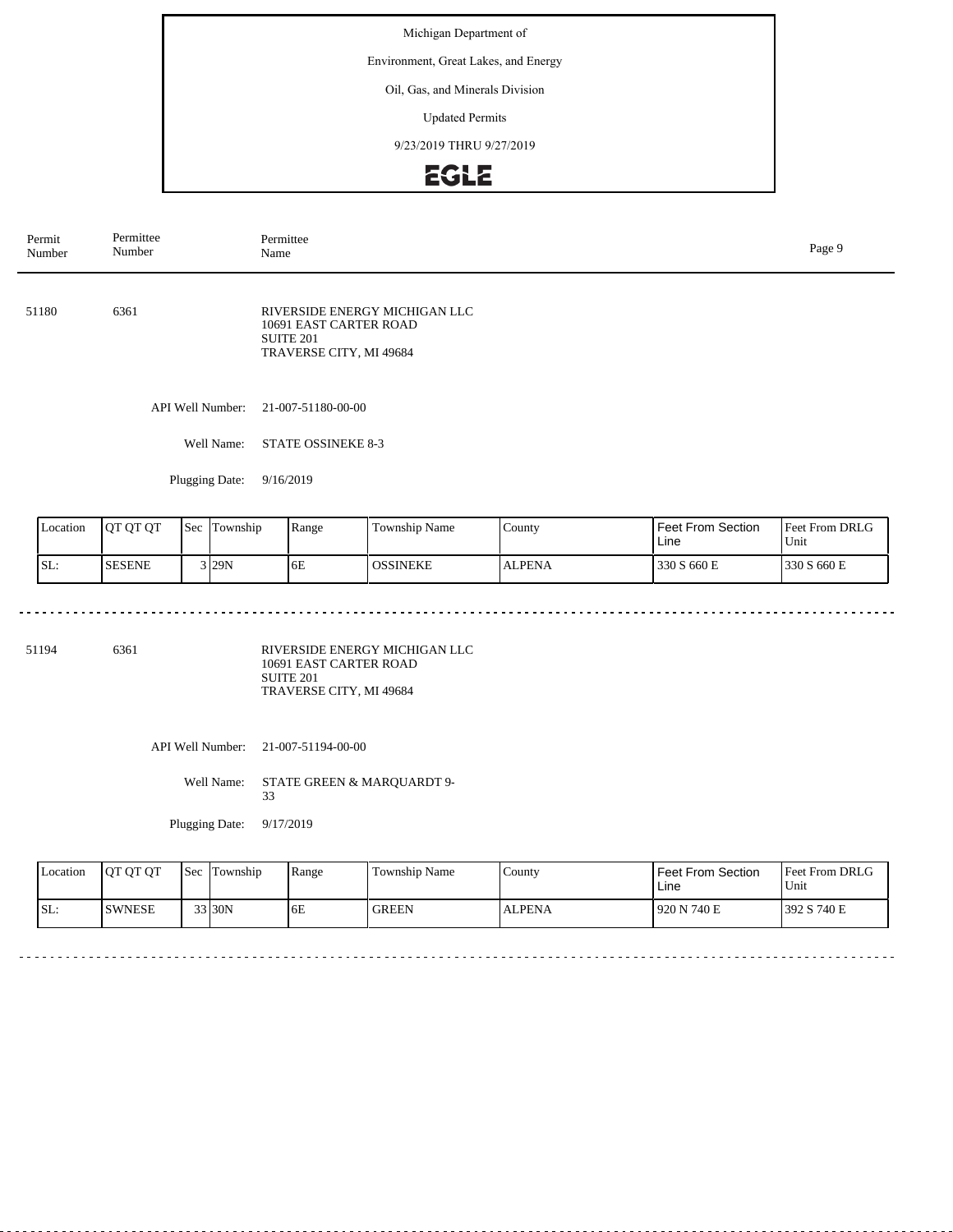Michigan Department of

Environment, Great Lakes, and Energy

Oil, Gas, and Minerals Division

Updated Permits

9/23/2019 THRU 9/27/2019

EGLE

| Permit Number | Permittee Number | Permittee Name |
|---|---|---|

---

**51180** 6361

RIVERSIDE ENERGY MICHIGAN LLC
10691 EAST CARTER ROAD
SUITE 201
TRAVERSE CITY, MI 49684

API Well Number: 21-007-51180-00-00

Well Name: STATE OSSINEKE 8-3

Plugging Date: 9/16/2019

| Location | QT QT QT | Sec | Township | Range | Township Name | County | Feet From Section Line | Feet From DRLG Unit |
|---|---|---|---|---|---|---|---|---|
| SL: | SESENE | 3 | 29N | 6E | OSSINEKE | ALPENA | 330 S 660 E | 330 S 660 E |

---

**51194** 6361

RIVERSIDE ENERGY MICHIGAN LLC
10691 EAST CARTER ROAD
SUITE 201
TRAVERSE CITY, MI 49684

API Well Number: 21-007-51194-00-00

Well Name: STATE GREEN & MARQUARDT 9-33

Plugging Date: 9/17/2019

| Location | QT QT QT | Sec | Township | Range | Township Name | County | Feet From Section Line | Feet From DRLG Unit |
|---|---|---|---|---|---|---|---|---|
| SL: | SWNESE | 33 | 30N | 6E | GREEN | ALPENA | 920 N 740 E | 392 S 740 E |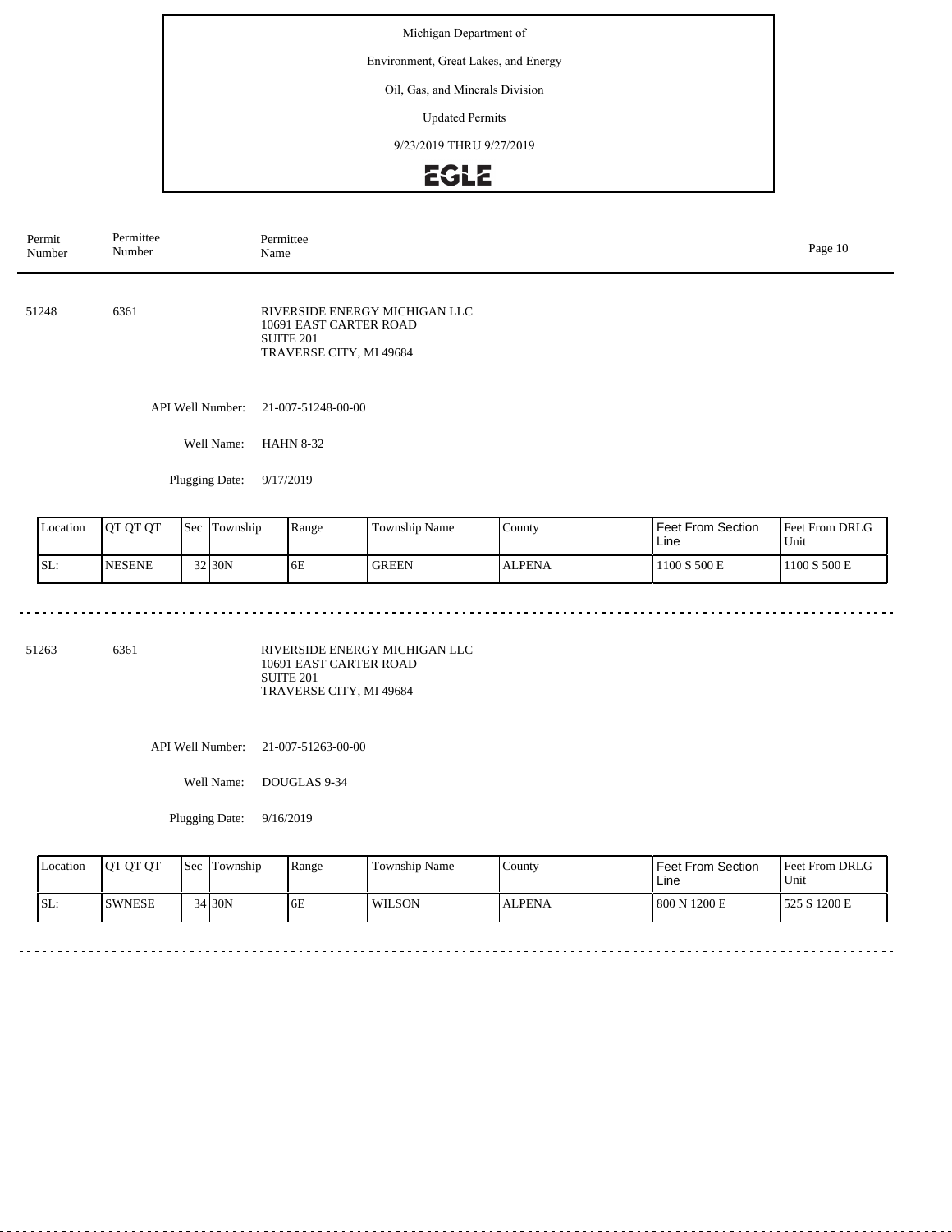Michigan Department of

Environment, Great Lakes, and Energy

Oil, Gas, and Minerals Division

Updated Permits

9/23/2019 THRU 9/27/2019

EGLE

| Permit Number | Permittee Number | Permittee Name |
|---|---|---|

51248 6361 RIVERSIDE ENERGY MICHIGAN LLC
10691 EAST CARTER ROAD
SUITE 201
TRAVERSE CITY, MI 49684

API Well Number: 21-007-51248-00-00

Well Name: HAHN 8-32

Plugging Date: 9/17/2019

| Location | QT QT QT | Sec | Township | Range | Township Name | County | Feet From Section Line | Feet From DRLG Unit |
|---|---|---|---|---|---|---|---|---|
| SL: | NESENE | 32 | 30N | 6E | GREEN | ALPENA | 1100 S 500 E | 1100 S 500 E |

---

51263 6361 RIVERSIDE ENERGY MICHIGAN LLC
10691 EAST CARTER ROAD
SUITE 201
TRAVERSE CITY, MI 49684

API Well Number: 21-007-51263-00-00

Well Name: DOUGLAS 9-34

Plugging Date: 9/16/2019

| Location | QT QT QT | Sec | Township | Range | Township Name | County | Feet From Section Line | Feet From DRLG Unit |
|---|---|---|---|---|---|---|---|---|
| SL: | SWNESE | 34 | 30N | 6E | WILSON | ALPENA | 800 N 1200 E | 525 S 1200 E |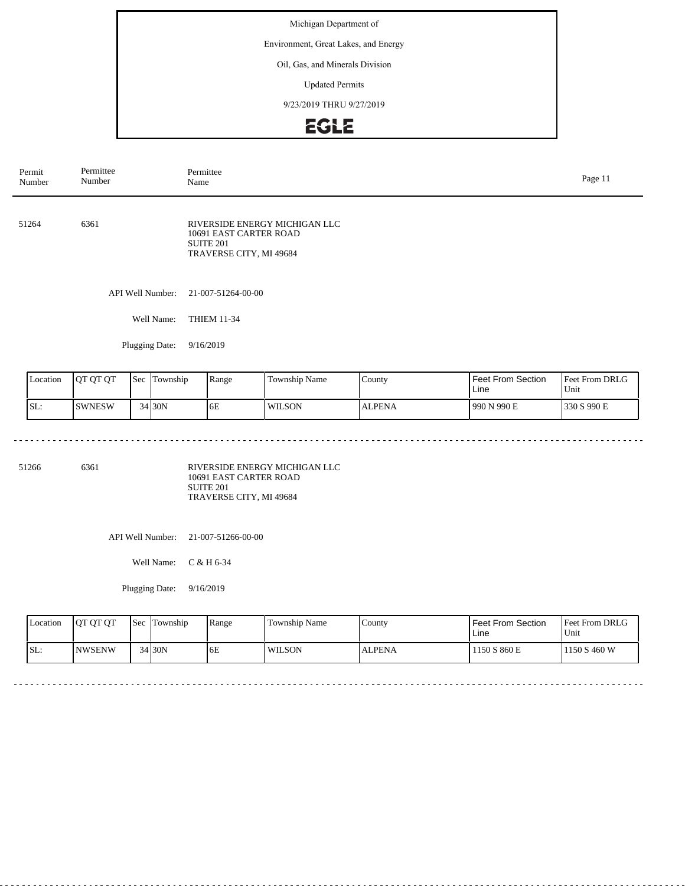Michigan Department of

Environment, Great Lakes, and Energy

Oil, Gas, and Minerals Division

Updated Permits

9/23/2019 THRU 9/27/2019

| Permit Number | Permittee Number | Permittee Name |
|---|---|---|
| 51264 | 6361 | RIVERSIDE ENERGY MICHIGAN LLC<br>10691 EAST CARTER ROAD<br>SUITE 201<br>TRAVERSE CITY, MI 49684 |

API Well Number: 21-007-51264-00-00

Well Name: THIEM 11-34

Plugging Date: 9/16/2019

| Location | QT QT QT | Sec | Township | Range | Township Name | County | Feet From Section Line | Feet From DRLG Unit |
|---|---|---|---|---|---|---|---|---|
| SL: | SWNESW | 34 | 30N | 6E | WILSON | ALPENA | 990 N 990 E | 330 S 990 E |

| Permit Number | Permittee Number | Permittee Name |
|---|---|---|
| 51266 | 6361 | RIVERSIDE ENERGY MICHIGAN LLC<br>10691 EAST CARTER ROAD<br>SUITE 201<br>TRAVERSE CITY, MI 49684 |

API Well Number: 21-007-51266-00-00

Well Name: C & H 6-34

Plugging Date: 9/16/2019

| Location | QT QT QT | Sec | Township | Range | Township Name | County | Feet From Section Line | Feet From DRLG Unit |
|---|---|---|---|---|---|---|---|---|
| SL: | NWSENW | 34 | 30N | 6E | WILSON | ALPENA | 1150 S 860 E | 1150 S 460 W |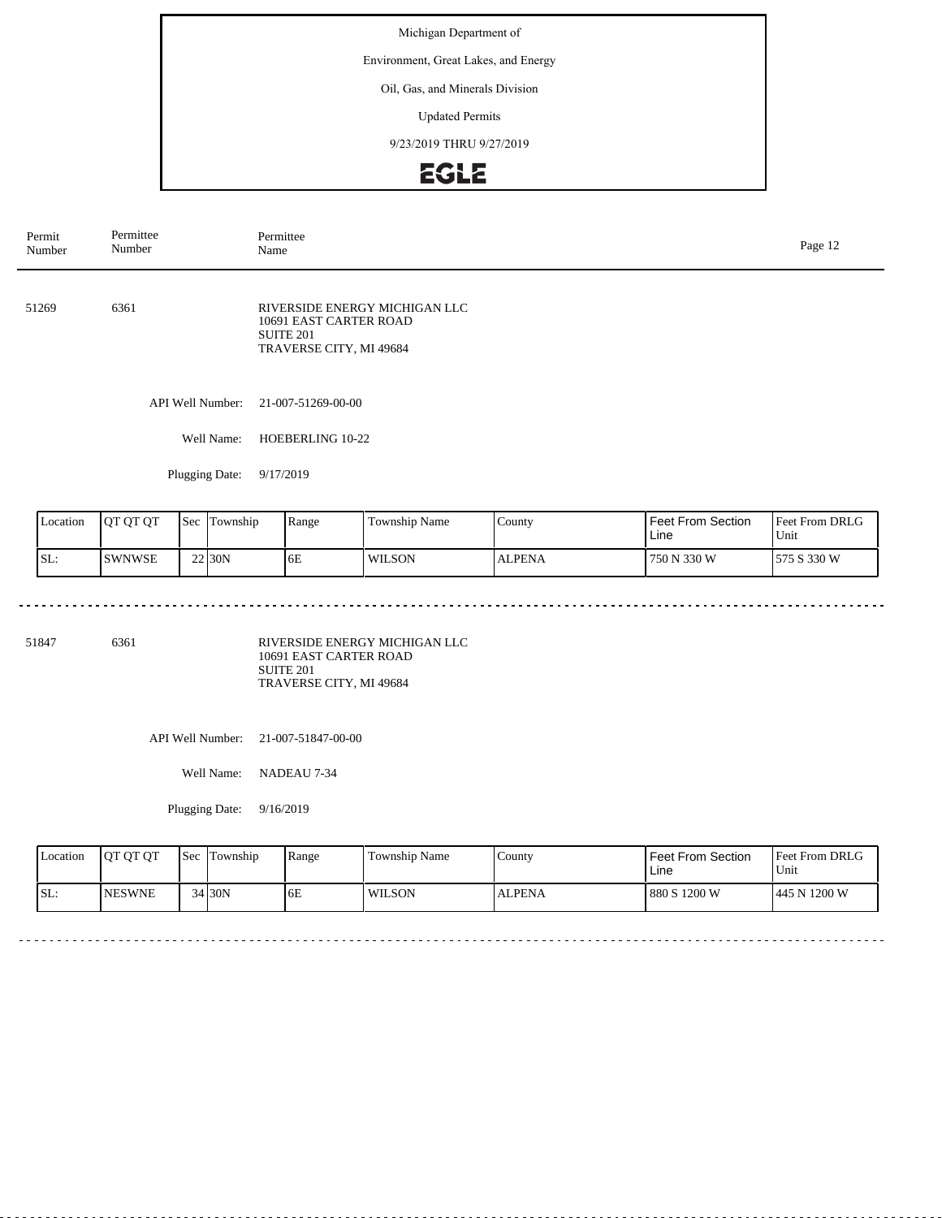Michigan Department of

Environment, Great Lakes, and Energy

Oil, Gas, and Minerals Division

Updated Permits

9/23/2019 THRU 9/27/2019

EGLE

| Permit Number | Permittee Number | Permittee Name |
|---|---|---|

51269 6361 RIVERSIDE ENERGY MICHIGAN LLC
10691 EAST CARTER ROAD
SUITE 201
TRAVERSE CITY, MI 49684

API Well Number: 21-007-51269-00-00

Well Name: HOEBERLING 10-22

Plugging Date: 9/17/2019

| Location | QT QT QT | Sec | Township | Range | Township Name | County | Feet From Section Line | Feet From DRLG Unit |
|---|---|---|---|---|---|---|---|---|
| SL: | SWNWSE | 22 | 30N | 6E | WILSON | ALPENA | 750 N 330 W | 575 S 330 W |

51847 6361 RIVERSIDE ENERGY MICHIGAN LLC
10691 EAST CARTER ROAD
SUITE 201
TRAVERSE CITY, MI 49684

API Well Number: 21-007-51847-00-00

Well Name: NADEAU 7-34

Plugging Date: 9/16/2019

| Location | QT QT QT | Sec | Township | Range | Township Name | County | Feet From Section Line | Feet From DRLG Unit |
|---|---|---|---|---|---|---|---|---|
| SL: | NESWNE | 34 | 30N | 6E | WILSON | ALPENA | 880 S 1200 W | 445 N 1200 W |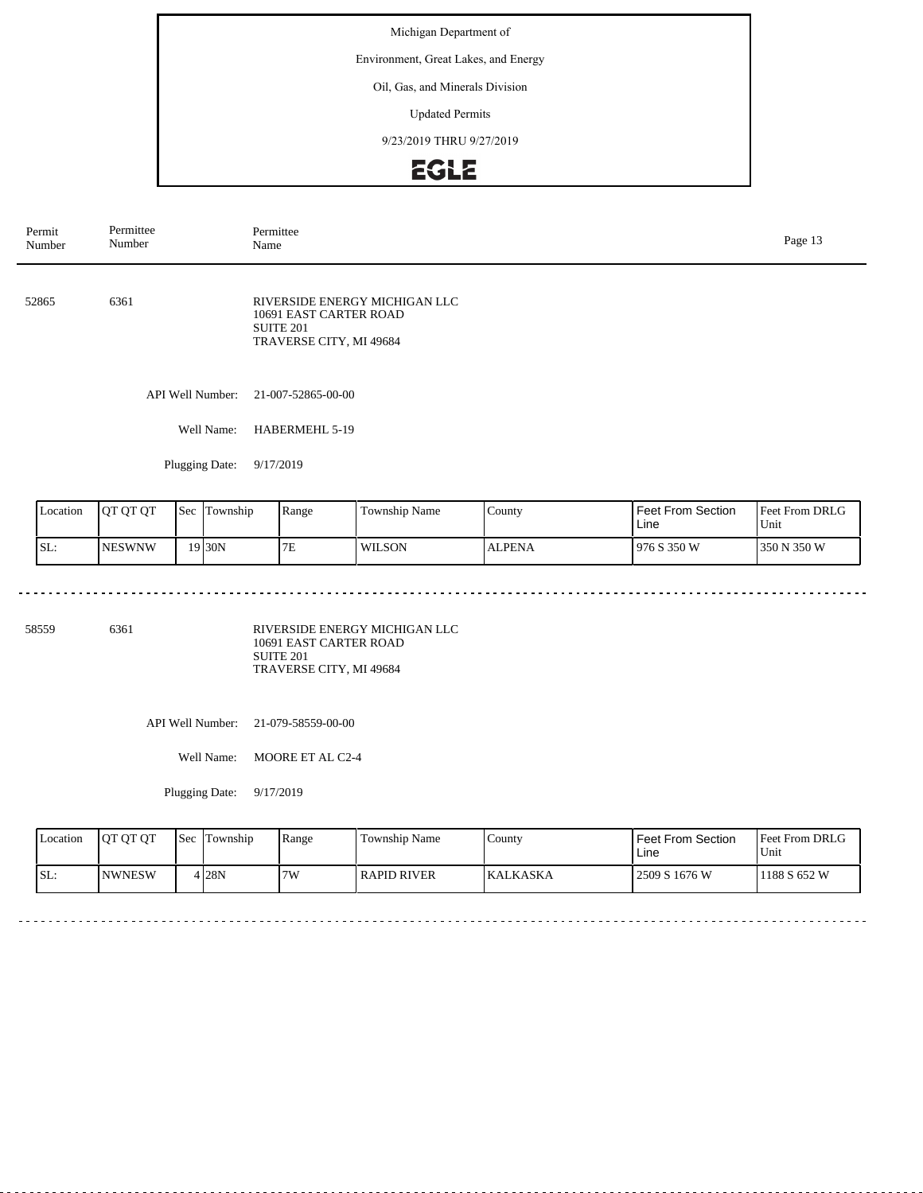| Permit Number | Permittee Number | Permittee Name |
|---|---|---|

52865 6361 RIVERSIDE ENERGY MICHIGAN LLC
10691 EAST CARTER ROAD
SUITE 201
TRAVERSE CITY, MI 49684

API Well Number: 21-007-52865-00-00

Well Name: HABERMEHL 5-19

Plugging Date: 9/17/2019

| Location | QT QT QT | Sec | Township | Range | Township Name | County | Feet From Section Line | Feet From DRLG Unit |
|---|---|---|---|---|---|---|---|---|
| SL: | NESWNW | 19 | 30N | 7E | WILSON | ALPENA | 976 S 350 W | 350 N 350 W |

---

58559 6361 RIVERSIDE ENERGY MICHIGAN LLC
10691 EAST CARTER ROAD
SUITE 201
TRAVERSE CITY, MI 49684

API Well Number: 21-079-58559-00-00

Well Name: MOORE ET AL C2-4

Plugging Date: 9/17/2019

| Location | QT QT QT | Sec | Township | Range | Township Name | County | Feet From Section Line | Feet From DRLG Unit |
|---|---|---|---|---|---|---|---|---|
| SL: | NWNESW | 4 | 28N | 7W | RAPID RIVER | KALKASKA | 2509 S 1676 W | 1188 S 652 W |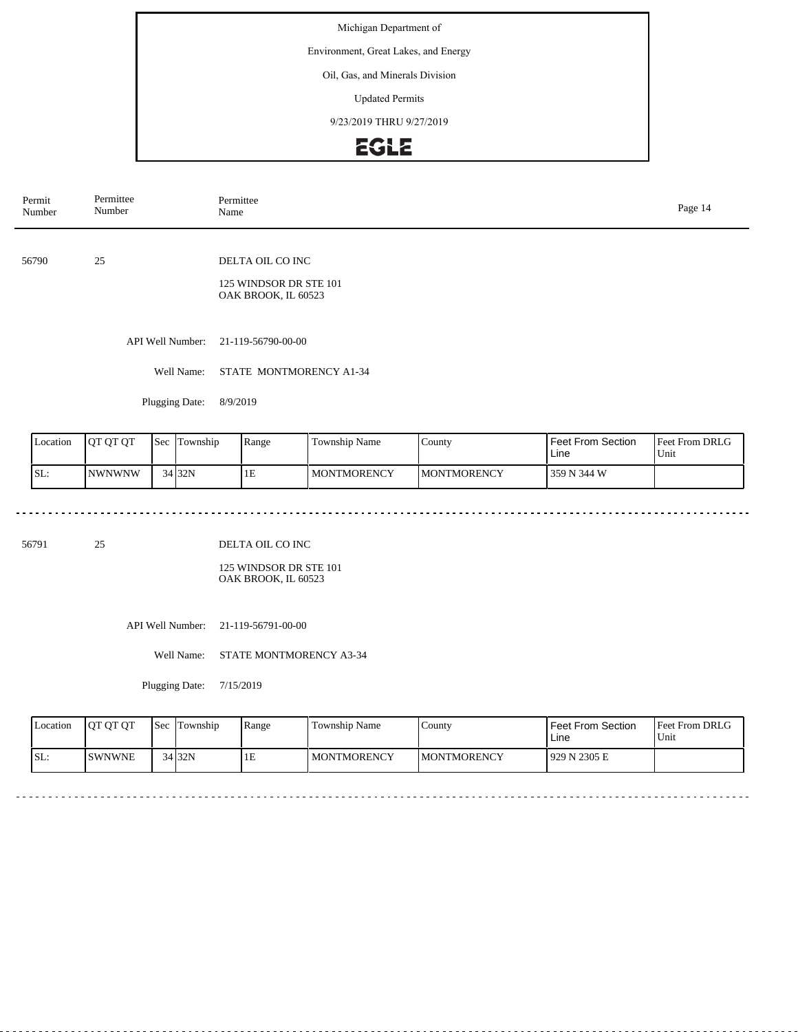Michigan Department of

Environment, Great Lakes, and Energy

Oil, Gas, and Minerals Division

Updated Permits

9/23/2019 THRU 9/27/2019

EGLE

| Permit Number | Permittee Number | Permittee Name |
|---|---|---|

---

**56790** 25 DELTA OIL CO INC

125 WINDSOR DR STE 101
OAK BROOK, IL 60523

API Well Number: 21-119-56790-00-00

Well Name: STATE MONTMORENCY A1-34

Plugging Date: 8/9/2019

| Location | QT QT QT | Sec | Township | Range | Township Name | County | Feet From Section Line | Feet From DRLG Unit |
|---|---|---|---|---|---|---|---|---|
| SL: | NWNWNW | 34 | 32N | 1E | MONTMORENCY | MONTMORENCY | 359 N 344 W | |

---

**56791** 25 DELTA OIL CO INC

125 WINDSOR DR STE 101
OAK BROOK, IL 60523

API Well Number: 21-119-56791-00-00

Well Name: STATE MONTMORENCY A3-34

Plugging Date: 7/15/2019

| Location | QT QT QT | Sec | Township | Range | Township Name | County | Feet From Section Line | Feet From DRLG Unit |
|---|---|---|---|---|---|---|---|---|
| SL: | SWNWNE | 34 | 32N | 1E | MONTMORENCY | MONTMORENCY | 929 N 2305 E | |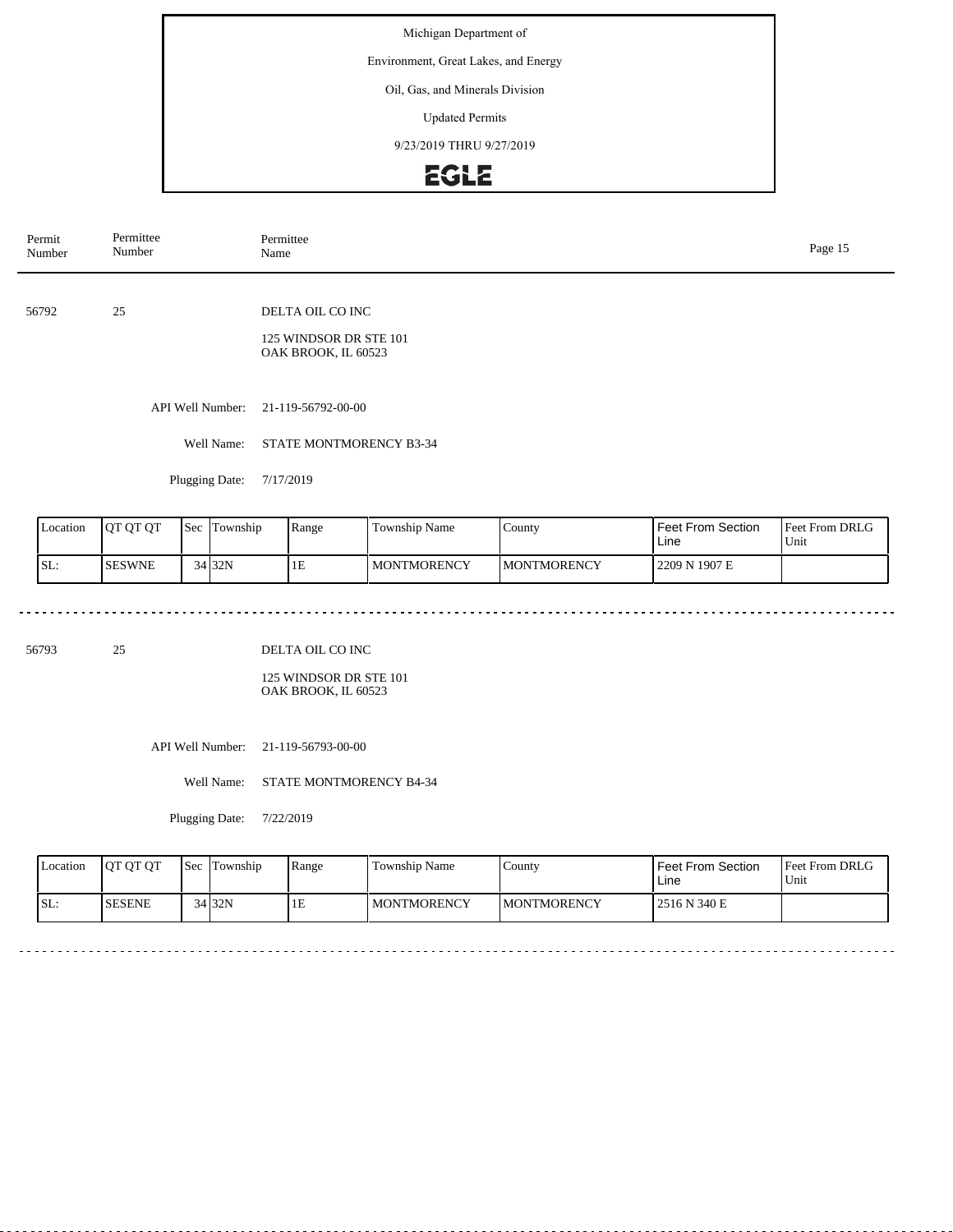Michigan Department of

Environment, Great Lakes, and Energy

Oil, Gas, and Minerals Division

Updated Permits

9/23/2019 THRU 9/27/2019

EGLE

| Permit Number | Permittee Number | Permittee Name |
|---|---|---|

56792 | 25 | DELTA OIL CO INC

125 WINDSOR DR STE 101
OAK BROOK, IL 60523

API Well Number: 21-119-56792-00-00

Well Name: STATE MONTMORENCY B3-34

Plugging Date: 7/17/2019

| Location | QT QT QT | Sec | Township | Range | Township Name | County | Feet From Section Line | Feet From DRLG Unit |
|---|---|---|---|---|---|---|---|---|
| SL: | SESWNE | 34 | 32N | 1E | MONTMORENCY | MONTMORENCY | 2209 N 1907 E | |

---

56793 | 25 | DELTA OIL CO INC

125 WINDSOR DR STE 101
OAK BROOK, IL 60523

API Well Number: 21-119-56793-00-00

Well Name: STATE MONTMORENCY B4-34

Plugging Date: 7/22/2019

| Location | QT QT QT | Sec | Township | Range | Township Name | County | Feet From Section Line | Feet From DRLG Unit |
|---|---|---|---|---|---|---|---|---|
| SL: | SESENE | 34 | 32N | 1E | MONTMORENCY | MONTMORENCY | 2516 N 340 E | |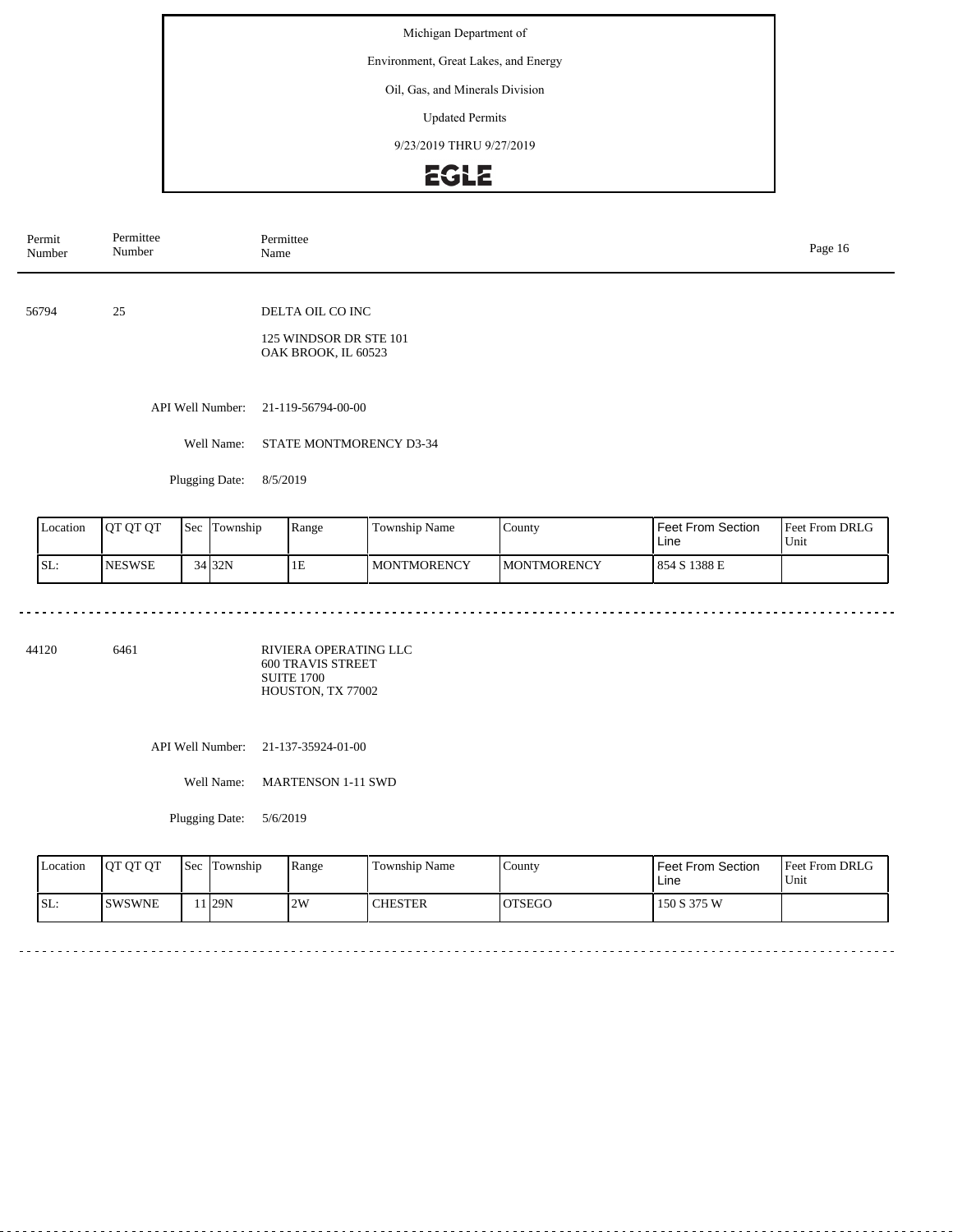Michigan Department of

Environment, Great Lakes, and Energy

Oil, Gas, and Minerals Division

Updated Permits

9/23/2019 THRU 9/27/2019

EGLE

| Permit Number | Permittee Number | Permittee Name |
|---|---|---|

56794 25 DELTA OIL CO INC

125 WINDSOR DR STE 101
OAK BROOK, IL 60523

API Well Number: 21-119-56794-00-00

Well Name: STATE MONTMORENCY D3-34

Plugging Date: 8/5/2019

| Location | QT QT QT | Sec | Township | Range | Township Name | County | Feet From Section Line | Feet From DRLG Unit |
|---|---|---|---|---|---|---|---|---|
| SL: | NESWSE | 34 | 32N | 1E | MONTMORENCY | MONTMORENCY | 854 S 1388 E | |

44120 6461 RIVIERA OPERATING LLC

600 TRAVIS STREET
SUITE 1700
HOUSTON, TX 77002

API Well Number: 21-137-35924-01-00

Well Name: MARTENSON 1-11 SWD

Plugging Date: 5/6/2019

| Location | QT QT QT | Sec | Township | Range | Township Name | County | Feet From Section Line | Feet From DRLG Unit |
|---|---|---|---|---|---|---|---|---|
| SL: | SWSWNE | 11 | 29N | 2W | CHESTER | OTSEGO | 150 S 375 W | |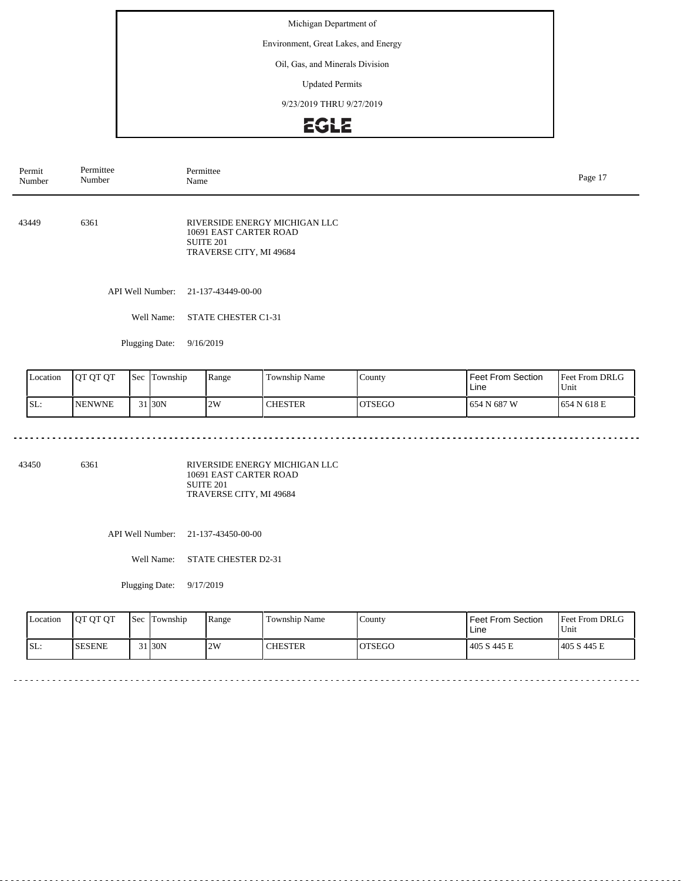Michigan Department of

Environment, Great Lakes, and Energy

Oil, Gas, and Minerals Division

Updated Permits

9/23/2019 THRU 9/27/2019

EGLE

| Permit Number | Permittee Number | Permittee Name |
|---|---|---|

---

**43449** | **6361**

RIVERSIDE ENERGY MICHIGAN LLC
10691 EAST CARTER ROAD
SUITE 201
TRAVERSE CITY, MI 49684

API Well Number: 21-137-43449-00-00

Well Name: STATE CHESTER C1-31

Plugging Date: 9/16/2019

| Location | QT QT QT | Sec | Township | Range | Township Name | County | Feet From Section Line | Feet From DRLG Unit |
|---|---|---|---|---|---|---|---|---|
| SL: | NENWNE | 31 | 30N | 2W | CHESTER | OTSEGO | 654 N 687 W | 654 N 618 E |

---

**43450** | **6361**

RIVERSIDE ENERGY MICHIGAN LLC
10691 EAST CARTER ROAD
SUITE 201
TRAVERSE CITY, MI 49684

API Well Number: 21-137-43450-00-00

Well Name: STATE CHESTER D2-31

Plugging Date: 9/17/2019

| Location | QT QT QT | Sec | Township | Range | Township Name | County | Feet From Section Line | Feet From DRLG Unit |
|---|---|---|---|---|---|---|---|---|
| SL: | SESENE | 31 | 30N | 2W | CHESTER | OTSEGO | 405 S 445 E | 405 S 445 E |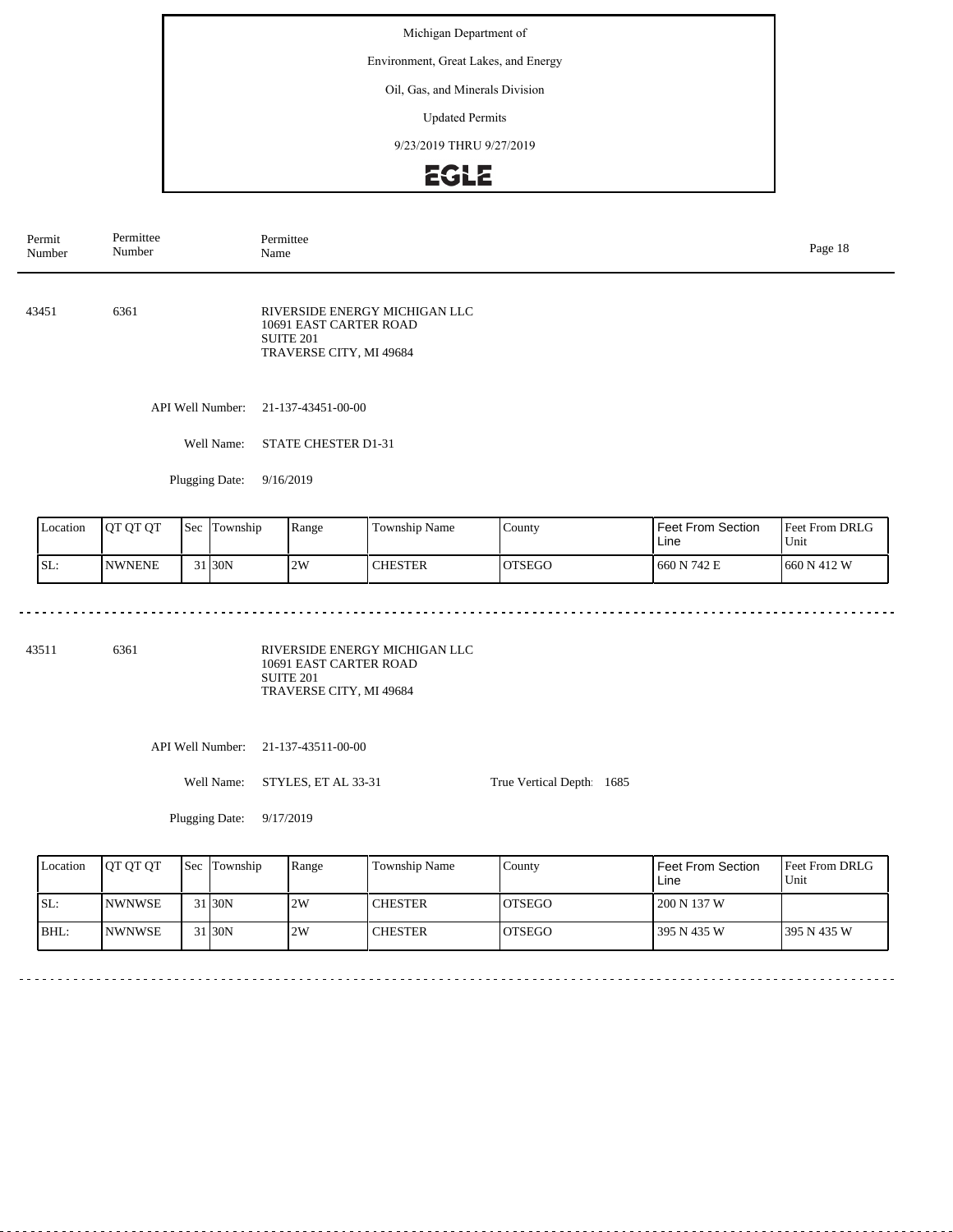Michigan Department of

Environment, Great Lakes, and Energy

Oil, Gas, and Minerals Division

Updated Permits

9/23/2019 THRU 9/27/2019

| Permit Number | Permittee Number | Permittee Name |
|---|---|---|

---

**43451** | **6361** | RIVERSIDE ENERGY MICHIGAN LLC
10691 EAST CARTER ROAD
SUITE 201
TRAVERSE CITY, MI 49684

API Well Number: 21-137-43451-00-00

Well Name: STATE CHESTER D1-31

Plugging Date: 9/16/2019

| Location | QT QT QT | Sec | Township | Range | Township Name | County | Feet From Section Line | Feet From DRLG Unit |
|---|---|---|---|---|---|---|---|---|
| SL: | NWNENE | 31 | 30N | 2W | CHESTER | OTSEGO | 660 N 742 E | 660 N 412 W |

---

**43511** | **6361** | RIVERSIDE ENERGY MICHIGAN LLC
10691 EAST CARTER ROAD
SUITE 201
TRAVERSE CITY, MI 49684

API Well Number: 21-137-43511-00-00

Well Name: STYLES, ET AL 33-31

True Vertical Depth: 1685

Plugging Date: 9/17/2019

| Location | QT QT QT | Sec | Township | Range | Township Name | County | Feet From Section Line | Feet From DRLG Unit |
|---|---|---|---|---|---|---|---|---|
| SL: | NWNWSE | 31 | 30N | 2W | CHESTER | OTSEGO | 200 N 137 W | |
| BHL: | NWNWSE | 31 | 30N | 2W | CHESTER | OTSEGO | 395 N 435 W | 395 N 435 W |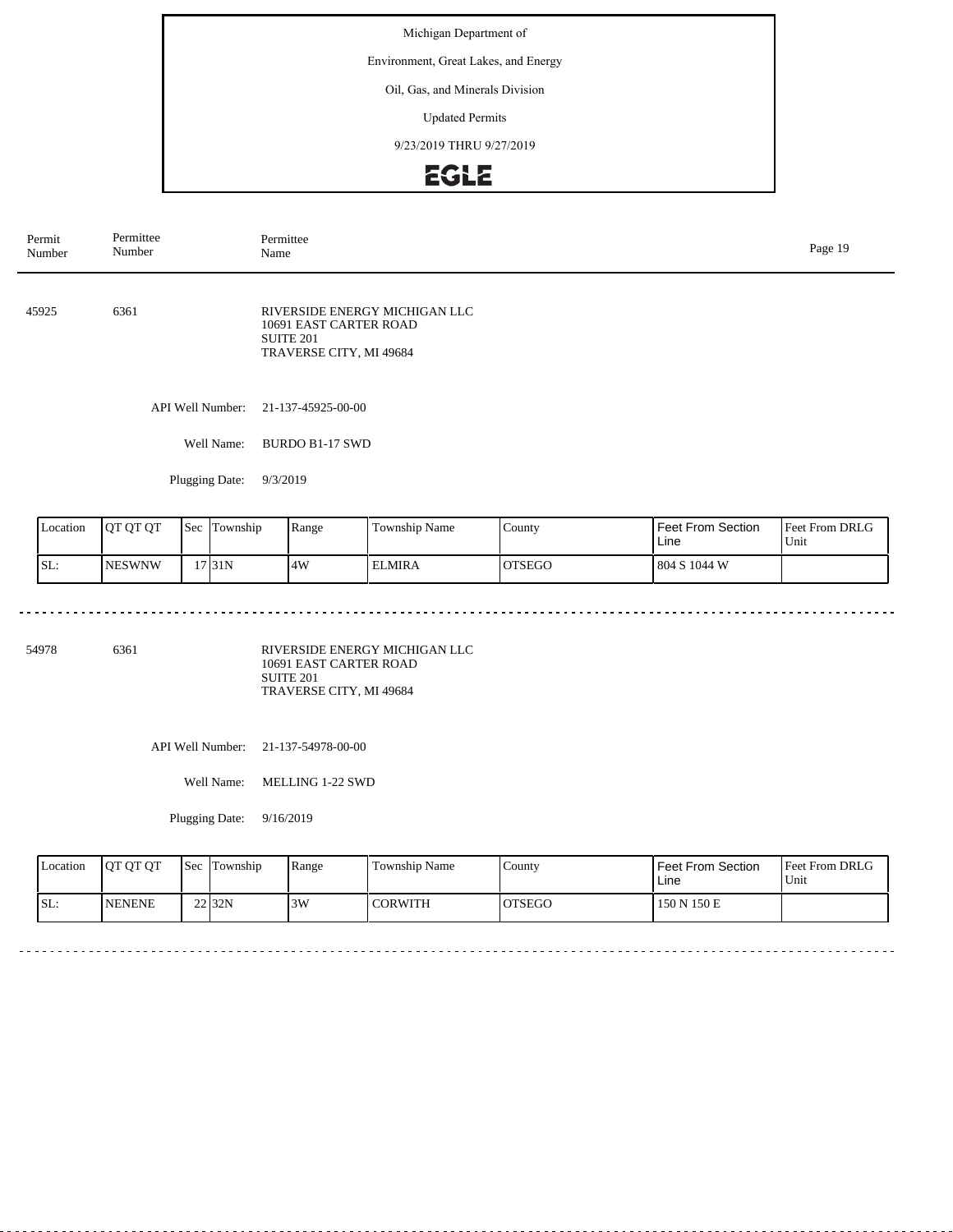Michigan Department of

Environment, Great Lakes, and Energy

Oil, Gas, and Minerals Division

Updated Permits

9/23/2019 THRU 9/27/2019

EGLE

| Permit Number | Permittee Number | Permittee Name |
|---|---|---|

---

**45925** 6361

RIVERSIDE ENERGY MICHIGAN LLC
10691 EAST CARTER ROAD
SUITE 201
TRAVERSE CITY, MI 49684

API Well Number: 21-137-45925-00-00

Well Name: BURDO B1-17 SWD

Plugging Date: 9/3/2019

| Location | QT QT QT | Sec | Township | Range | Township Name | County | Feet From Section Line | Feet From DRLG Unit |
|---|---|---|---|---|---|---|---|---|
| SL: | NESWNW | 17 | 31N | 4W | ELMIRA | OTSEGO | 804 S 1044 W | |

---

**54978** 6361

RIVERSIDE ENERGY MICHIGAN LLC
10691 EAST CARTER ROAD
SUITE 201
TRAVERSE CITY, MI 49684

API Well Number: 21-137-54978-00-00

Well Name: MELLING 1-22 SWD

Plugging Date: 9/16/2019

| Location | QT QT QT | Sec | Township | Range | Township Name | County | Feet From Section Line | Feet From DRLG Unit |
|---|---|---|---|---|---|---|---|---|
| SL: | NENENE | 22 | 32N | 3W | CORWITH | OTSEGO | 150 N 150 E | |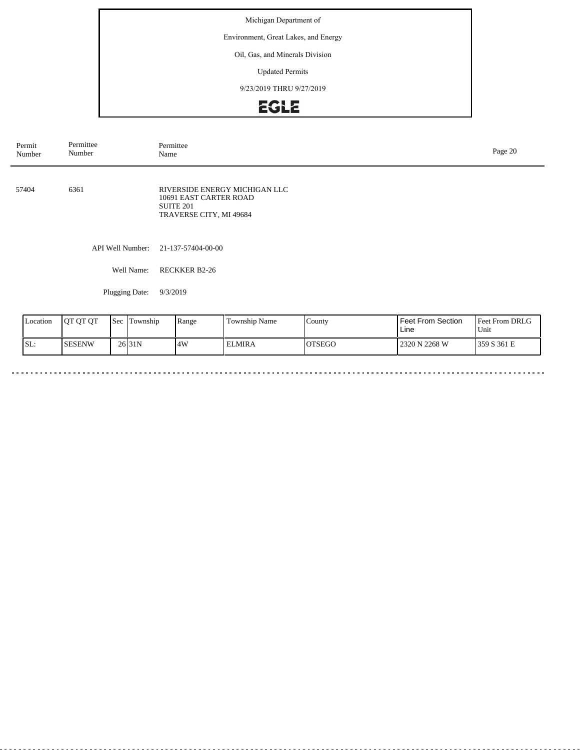Michigan Department of

Environment, Great Lakes, and Energy

Oil, Gas, and Minerals Division

Updated Permits

9/23/2019 THRU 9/27/2019

EGLE

| Permit Number | Permittee Number | Permittee Name |
|---|---|---|
| 57404 | 6361 | RIVERSIDE ENERGY MICHIGAN LLC<br>10691 EAST CARTER ROAD<br>SUITE 201<br>TRAVERSE CITY, MI 49684 |

API Well Number: 21-137-57404-00-00

Well Name: RECKKER B2-26

Plugging Date: 9/3/2019

| Location | QT QT QT | Sec | Township | Range | Township Name | County | Feet From Section Line | Feet From DRLG Unit |
|---|---|---|---|---|---|---|---|---|
| SL: | SESENW | 26 | 31N | 4W | ELMIRA | OTSEGO | 2320 N 2268 W | 359 S 361 E |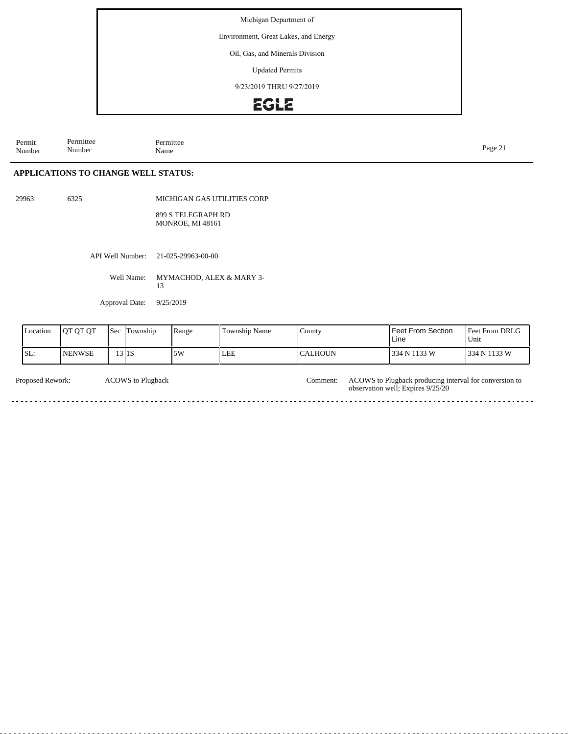Michigan Department of

Environment, Great Lakes, and Energy

Oil, Gas, and Minerals Division

Updated Permits

9/23/2019 THRU 9/27/2019

EGLE

| Permit Number | Permittee Number | Permittee Name |
|---|---|---|

## APPLICATIONS TO CHANGE WELL STATUS:

29963 6325 MICHIGAN GAS UTILITIES CORP

899 S TELEGRAPH RD
MONROE, MI 48161

API Well Number: 21-025-29963-00-00

Well Name: MYMACHOD, ALEX & MARY 3-13

Approval Date: 9/25/2019

| Location | QT QT QT | Sec | Township | Range | Township Name | County | Feet From Section Line | Feet From DRLG Unit |
|---|---|---|---|---|---|---|---|---|
| SL: | NENWSE | 13 | 1S | 5W | LEE | CALHOUN | 334 N 1133 W | 334 N 1133 W |

Proposed Rework: ACOWS to Plugback

Comment: ACOWS to Plugback producing interval for conversion to observation well; Expires 9/25/20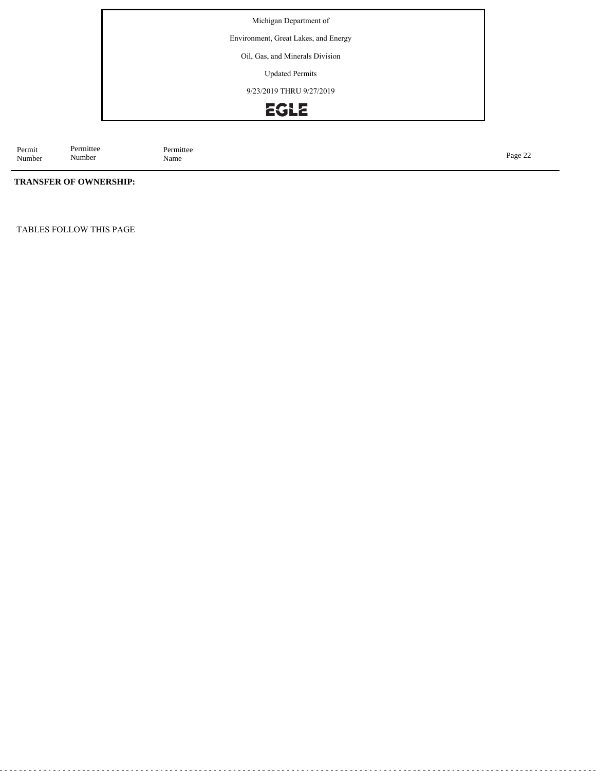| Permit Number | Permittee Number | Permittee Name |
|---|---|---|

**TRANSFER OF OWNERSHIP:**

TABLES FOLLOW THIS PAGE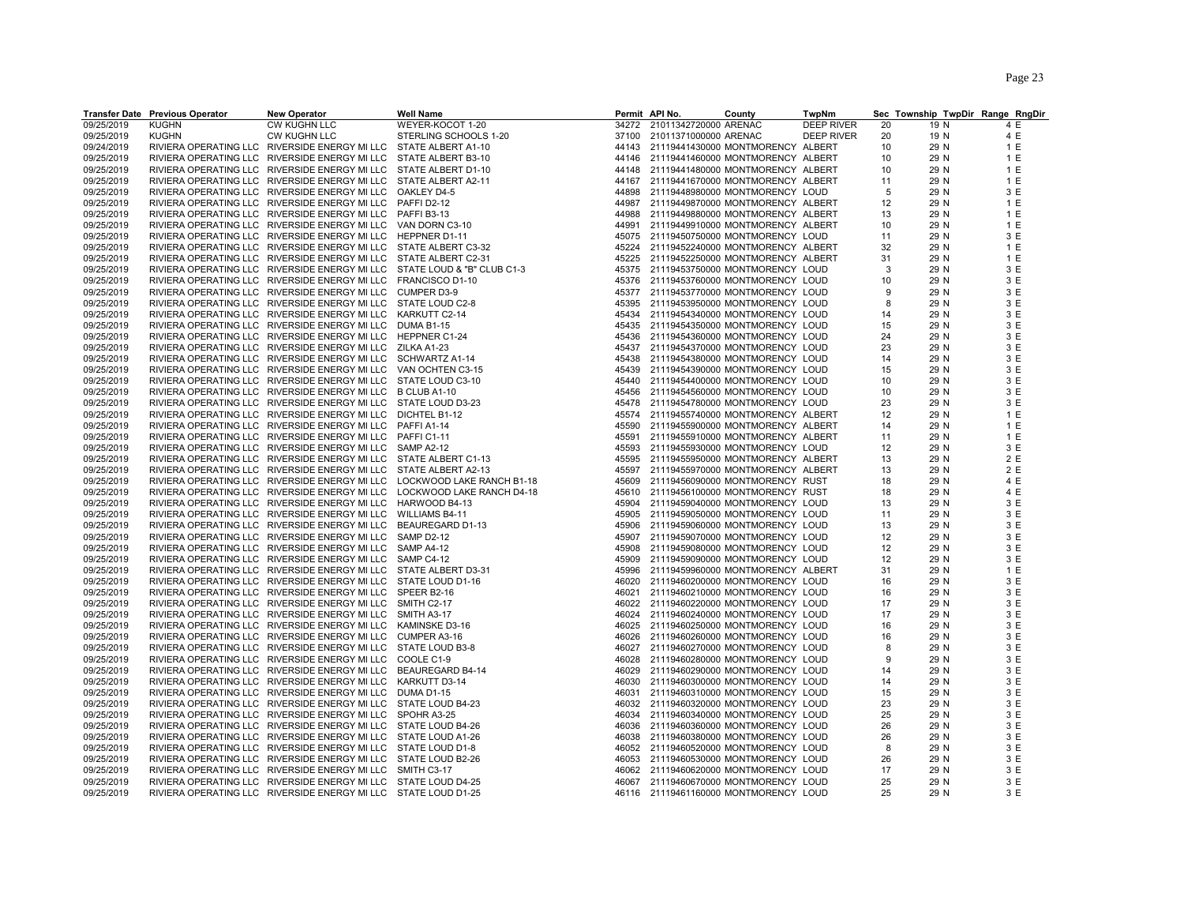| Transfer Date | Previous Operator | New Operator | Well Name | Permit | API No. | County | TwpNm | Sec | Township | TwpDir | Range | RngDir |
|---|---|---|---|---|---|---|---|---|---|---|---|---|
| 09/25/2019 | KUGHN | CW KUGHN LLC | WEYER-KOCOT 1-20 | 34272 | 21011342720000 | ARENAC | DEEP RIVER | 20 | 19 | N | 4 | E |
| 09/25/2019 | KUGHN | CW KUGHN LLC | STERLING SCHOOLS 1-20 | 37100 | 21011371000000 | ARENAC | DEEP RIVER | 20 | 19 | N | 4 | E |
| 09/24/2019 | RIVIERA OPERATING LLC | RIVERSIDE ENERGY MI LLC | STATE ALBERT A1-10 | 44143 | 21119441430000 | MONTMORENCY | ALBERT | 10 | 29 | N | 1 | E |
| 09/25/2019 | RIVIERA OPERATING LLC | RIVERSIDE ENERGY MI LLC | STATE ALBERT B3-10 | 44146 | 21119441460000 | MONTMORENCY | ALBERT | 10 | 29 | N | 1 | E |
| 09/25/2019 | RIVIERA OPERATING LLC | RIVERSIDE ENERGY MI LLC | STATE ALBERT D1-10 | 44148 | 21119441480000 | MONTMORENCY | ALBERT | 10 | 29 | N | 1 | E |
| 09/25/2019 | RIVIERA OPERATING LLC | RIVERSIDE ENERGY MI LLC | STATE ALBERT A2-11 | 44167 | 21119441670000 | MONTMORENCY | ALBERT | 11 | 29 | N | 1 | E |
| 09/25/2019 | RIVIERA OPERATING LLC | RIVERSIDE ENERGY MI LLC | OAKLEY D4-5 | 44898 | 21119448980000 | MONTMORENCY | LOUD | 5 | 29 | N | 3 | E |
| 09/25/2019 | RIVIERA OPERATING LLC | RIVERSIDE ENERGY MI LLC | PAFFI D2-12 | 44987 | 21119449870000 | MONTMORENCY | ALBERT | 12 | 29 | N | 1 | E |
| 09/25/2019 | RIVIERA OPERATING LLC | RIVERSIDE ENERGY MI LLC | PAFFI B3-13 | 44988 | 21119449880000 | MONTMORENCY | ALBERT | 13 | 29 | N | 1 | E |
| 09/25/2019 | RIVIERA OPERATING LLC | RIVERSIDE ENERGY MI LLC | VAN DORN C3-10 | 44991 | 21119449910000 | MONTMORENCY | ALBERT | 10 | 29 | N | 1 | E |
| 09/25/2019 | RIVIERA OPERATING LLC | RIVERSIDE ENERGY MI LLC | HEPPNER D1-11 | 45075 | 21119450750000 | MONTMORENCY | LOUD | 11 | 29 | N | 3 | E |
| 09/25/2019 | RIVIERA OPERATING LLC | RIVERSIDE ENERGY MI LLC | STATE ALBERT C3-32 | 45224 | 21119452240000 | MONTMORENCY | ALBERT | 32 | 29 | N | 1 | E |
| 09/25/2019 | RIVIERA OPERATING LLC | RIVERSIDE ENERGY MI LLC | STATE ALBERT C2-31 | 45225 | 21119452250000 | MONTMORENCY | ALBERT | 31 | 29 | N | 1 | E |
| 09/25/2019 | RIVIERA OPERATING LLC | RIVERSIDE ENERGY MI LLC | STATE LOUD & "B" CLUB C1-3 | 45375 | 21119453750000 | MONTMORENCY | LOUD | 3 | 29 | N | 3 | E |
| 09/25/2019 | RIVIERA OPERATING LLC | RIVERSIDE ENERGY MI LLC | FRANCISCO D1-10 | 45376 | 21119453760000 | MONTMORENCY | LOUD | 10 | 29 | N | 3 | E |
| 09/25/2019 | RIVIERA OPERATING LLC | RIVERSIDE ENERGY MI LLC | CUMPER D3-9 | 45377 | 21119453770000 | MONTMORENCY | LOUD | 9 | 29 | N | 3 | E |
| 09/25/2019 | RIVIERA OPERATING LLC | RIVERSIDE ENERGY MI LLC | STATE LOUD C2-8 | 45395 | 21119453950000 | MONTMORENCY | LOUD | 8 | 29 | N | 3 | E |
| 09/25/2019 | RIVIERA OPERATING LLC | RIVERSIDE ENERGY MI LLC | KARKUTT C2-14 | 45434 | 21119454340000 | MONTMORENCY | LOUD | 14 | 29 | N | 3 | E |
| 09/25/2019 | RIVIERA OPERATING LLC | RIVERSIDE ENERGY MI LLC | DUMA B1-15 | 45435 | 21119454350000 | MONTMORENCY | LOUD | 15 | 29 | N | 3 | E |
| 09/25/2019 | RIVIERA OPERATING LLC | RIVERSIDE ENERGY MI LLC | HEPPNER C1-24 | 45436 | 21119454360000 | MONTMORENCY | LOUD | 24 | 29 | N | 3 | E |
| 09/25/2019 | RIVIERA OPERATING LLC | RIVERSIDE ENERGY MI LLC | ZILKA A1-23 | 45437 | 21119454370000 | MONTMORENCY | LOUD | 23 | 29 | N | 3 | E |
| 09/25/2019 | RIVIERA OPERATING LLC | RIVERSIDE ENERGY MI LLC | SCHWARTZ A1-14 | 45438 | 21119454380000 | MONTMORENCY | LOUD | 14 | 29 | N | 3 | E |
| 09/25/2019 | RIVIERA OPERATING LLC | RIVERSIDE ENERGY MI LLC | VAN OCHTEN C3-15 | 45439 | 21119454390000 | MONTMORENCY | LOUD | 15 | 29 | N | 3 | E |
| 09/25/2019 | RIVIERA OPERATING LLC | RIVERSIDE ENERGY MI LLC | STATE LOUD C3-10 | 45440 | 21119454400000 | MONTMORENCY | LOUD | 10 | 29 | N | 3 | E |
| 09/25/2019 | RIVIERA OPERATING LLC | RIVERSIDE ENERGY MI LLC | B CLUB A1-10 | 45456 | 21119454560000 | MONTMORENCY | LOUD | 10 | 29 | N | 3 | E |
| 09/25/2019 | RIVIERA OPERATING LLC | RIVERSIDE ENERGY MI LLC | STATE LOUD D3-23 | 45478 | 21119454780000 | MONTMORENCY | LOUD | 23 | 29 | N | 3 | E |
| 09/25/2019 | RIVIERA OPERATING LLC | RIVERSIDE ENERGY MI LLC | DICHTEL B1-12 | 45574 | 21119455740000 | MONTMORENCY | ALBERT | 12 | 29 | N | 1 | E |
| 09/25/2019 | RIVIERA OPERATING LLC | RIVERSIDE ENERGY MI LLC | PAFFI A1-14 | 45590 | 21119455900000 | MONTMORENCY | ALBERT | 14 | 29 | N | 1 | E |
| 09/25/2019 | RIVIERA OPERATING LLC | RIVERSIDE ENERGY MI LLC | PAFFI C1-11 | 45591 | 21119455910000 | MONTMORENCY | ALBERT | 11 | 29 | N | 1 | E |
| 09/25/2019 | RIVIERA OPERATING LLC | RIVERSIDE ENERGY MI LLC | SAMP A2-12 | 45593 | 21119455930000 | MONTMORENCY | LOUD | 12 | 29 | N | 3 | E |
| 09/25/2019 | RIVIERA OPERATING LLC | RIVERSIDE ENERGY MI LLC | STATE ALBERT C1-13 | 45595 | 21119455950000 | MONTMORENCY | ALBERT | 13 | 29 | N | 2 | E |
| 09/25/2019 | RIVIERA OPERATING LLC | RIVERSIDE ENERGY MI LLC | STATE ALBERT A2-13 | 45597 | 21119455970000 | MONTMORENCY | ALBERT | 13 | 29 | N | 2 | E |
| 09/25/2019 | RIVIERA OPERATING LLC | RIVERSIDE ENERGY MI LLC | LOCKWOOD LAKE RANCH B1-18 | 45609 | 21119456090000 | MONTMORENCY | RUST | 18 | 29 | N | 4 | E |
| 09/25/2019 | RIVIERA OPERATING LLC | RIVERSIDE ENERGY MI LLC | LOCKWOOD LAKE RANCH D4-18 | 45610 | 21119456100000 | MONTMORENCY | RUST | 18 | 29 | N | 4 | E |
| 09/25/2019 | RIVIERA OPERATING LLC | RIVERSIDE ENERGY MI LLC | HARWOOD B4-13 | 45904 | 21119459040000 | MONTMORENCY | LOUD | 13 | 29 | N | 3 | E |
| 09/25/2019 | RIVIERA OPERATING LLC | RIVERSIDE ENERGY MI LLC | WILLIAMS B4-11 | 45905 | 21119459050000 | MONTMORENCY | LOUD | 11 | 29 | N | 3 | E |
| 09/25/2019 | RIVIERA OPERATING LLC | RIVERSIDE ENERGY MI LLC | BEAUREGARD D1-13 | 45906 | 21119459060000 | MONTMORENCY | LOUD | 13 | 29 | N | 3 | E |
| 09/25/2019 | RIVIERA OPERATING LLC | RIVERSIDE ENERGY MI LLC | SAMP D2-12 | 45907 | 21119459070000 | MONTMORENCY | LOUD | 12 | 29 | N | 3 | E |
| 09/25/2019 | RIVIERA OPERATING LLC | RIVERSIDE ENERGY MI LLC | SAMP A4-12 | 45908 | 21119459080000 | MONTMORENCY | LOUD | 12 | 29 | N | 3 | E |
| 09/25/2019 | RIVIERA OPERATING LLC | RIVERSIDE ENERGY MI LLC | SAMP C4-12 | 45909 | 21119459090000 | MONTMORENCY | LOUD | 12 | 29 | N | 3 | E |
| 09/25/2019 | RIVIERA OPERATING LLC | RIVERSIDE ENERGY MI LLC | STATE ALBERT D3-31 | 45996 | 21119459960000 | MONTMORENCY | ALBERT | 31 | 29 | N | 1 | E |
| 09/25/2019 | RIVIERA OPERATING LLC | RIVERSIDE ENERGY MI LLC | STATE LOUD D1-16 | 46020 | 21119460200000 | MONTMORENCY | LOUD | 16 | 29 | N | 3 | E |
| 09/25/2019 | RIVIERA OPERATING LLC | RIVERSIDE ENERGY MI LLC | SPEER B2-16 | 46021 | 21119460210000 | MONTMORENCY | LOUD | 16 | 29 | N | 3 | E |
| 09/25/2019 | RIVIERA OPERATING LLC | RIVERSIDE ENERGY MI LLC | SMITH C2-17 | 46022 | 21119460220000 | MONTMORENCY | LOUD | 17 | 29 | N | 3 | E |
| 09/25/2019 | RIVIERA OPERATING LLC | RIVERSIDE ENERGY MI LLC | SMITH A3-17 | 46024 | 21119460240000 | MONTMORENCY | LOUD | 17 | 29 | N | 3 | E |
| 09/25/2019 | RIVIERA OPERATING LLC | RIVERSIDE ENERGY MI LLC | KAMINSKE D3-16 | 46025 | 21119460250000 | MONTMORENCY | LOUD | 16 | 29 | N | 3 | E |
| 09/25/2019 | RIVIERA OPERATING LLC | RIVERSIDE ENERGY MI LLC | CUMPER A3-16 | 46026 | 21119460260000 | MONTMORENCY | LOUD | 16 | 29 | N | 3 | E |
| 09/25/2019 | RIVIERA OPERATING LLC | RIVERSIDE ENERGY MI LLC | STATE LOUD B3-8 | 46027 | 21119460270000 | MONTMORENCY | LOUD | 8 | 29 | N | 3 | E |
| 09/25/2019 | RIVIERA OPERATING LLC | RIVERSIDE ENERGY MI LLC | COOLE C1-9 | 46028 | 21119460280000 | MONTMORENCY | LOUD | 9 | 29 | N | 3 | E |
| 09/25/2019 | RIVIERA OPERATING LLC | RIVERSIDE ENERGY MI LLC | BEAUREGARD B4-14 | 46029 | 21119460290000 | MONTMORENCY | LOUD | 14 | 29 | N | 3 | E |
| 09/25/2019 | RIVIERA OPERATING LLC | RIVERSIDE ENERGY MI LLC | KARKUTT D3-14 | 46030 | 21119460300000 | MONTMORENCY | LOUD | 14 | 29 | N | 3 | E |
| 09/25/2019 | RIVIERA OPERATING LLC | RIVERSIDE ENERGY MI LLC | DUMA D1-15 | 46031 | 21119460310000 | MONTMORENCY | LOUD | 15 | 29 | N | 3 | E |
| 09/25/2019 | RIVIERA OPERATING LLC | RIVERSIDE ENERGY MI LLC | STATE LOUD B4-23 | 46032 | 21119460320000 | MONTMORENCY | LOUD | 23 | 29 | N | 3 | E |
| 09/25/2019 | RIVIERA OPERATING LLC | RIVERSIDE ENERGY MI LLC | SPOHR A3-25 | 46034 | 21119460340000 | MONTMORENCY | LOUD | 25 | 29 | N | 3 | E |
| 09/25/2019 | RIVIERA OPERATING LLC | RIVERSIDE ENERGY MI LLC | STATE LOUD B4-26 | 46036 | 21119460360000 | MONTMORENCY | LOUD | 26 | 29 | N | 3 | E |
| 09/25/2019 | RIVIERA OPERATING LLC | RIVERSIDE ENERGY MI LLC | STATE LOUD A1-26 | 46038 | 21119460380000 | MONTMORENCY | LOUD | 26 | 29 | N | 3 | E |
| 09/25/2019 | RIVIERA OPERATING LLC | RIVERSIDE ENERGY MI LLC | STATE LOUD D1-8 | 46052 | 21119460520000 | MONTMORENCY | LOUD | 8 | 29 | N | 3 | E |
| 09/25/2019 | RIVIERA OPERATING LLC | RIVERSIDE ENERGY MI LLC | STATE LOUD B2-26 | 46053 | 21119460530000 | MONTMORENCY | LOUD | 26 | 29 | N | 3 | E |
| 09/25/2019 | RIVIERA OPERATING LLC | RIVERSIDE ENERGY MI LLC | SMITH C3-17 | 46062 | 21119460620000 | MONTMORENCY | LOUD | 17 | 29 | N | 3 | E |
| 09/25/2019 | RIVIERA OPERATING LLC | RIVERSIDE ENERGY MI LLC | STATE LOUD D4-25 | 46067 | 21119460670000 | MONTMORENCY | LOUD | 25 | 29 | N | 3 | E |
| 09/25/2019 | RIVIERA OPERATING LLC | RIVERSIDE ENERGY MI LLC | STATE LOUD D1-25 | 46116 | 21119461160000 | MONTMORENCY | LOUD | 25 | 29 | N | 3 | E |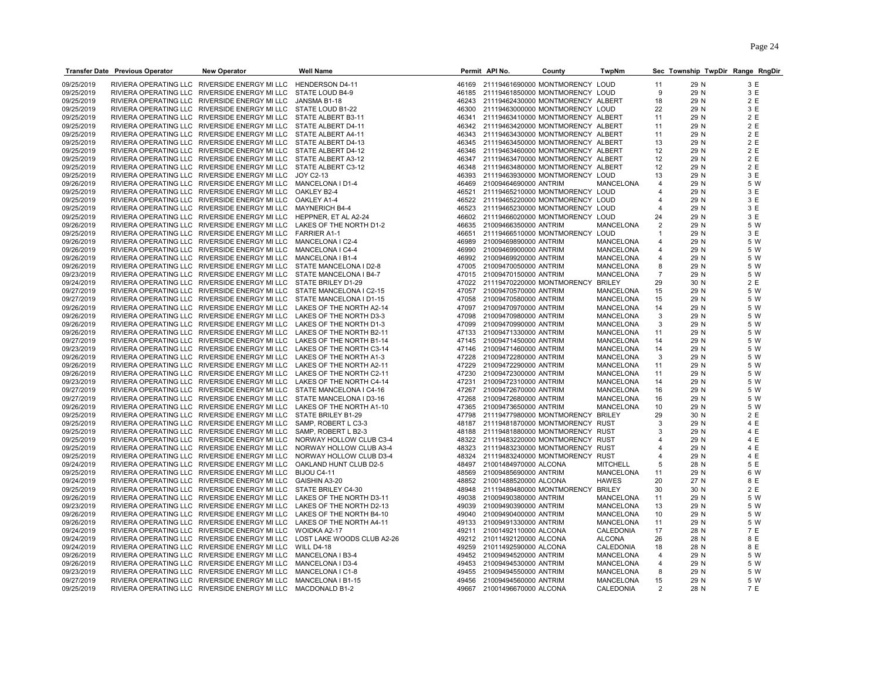| Transfer Date | Previous Operator | New Operator | Well Name | Permit | API No. | County | TwpNm | Sec | Township | TwpDir | Range | RngDir |
|---|---|---|---|---|---|---|---|---|---|---|---|---|
| 09/25/2019 | RIVIERA OPERATING LLC | RIVERSIDE ENERGY MI LLC | HENDERSON D4-11 | 46169 | 21119461690000 | MONTMORENCY | LOUD | 11 | 29 | N | 3 | E |
| 09/25/2019 | RIVIERA OPERATING LLC | RIVERSIDE ENERGY MI LLC | STATE LOUD B4-9 | 46185 | 21119461850000 | MONTMORENCY | LOUD | 9 | 29 | N | 3 | E |
| 09/25/2019 | RIVIERA OPERATING LLC | RIVERSIDE ENERGY MI LLC | JANSMA B1-18 | 46243 | 21119462430000 | MONTMORENCY | ALBERT | 18 | 29 | N | 2 | E |
| 09/25/2019 | RIVIERA OPERATING LLC | RIVERSIDE ENERGY MI LLC | STATE LOUD B1-22 | 46300 | 21119463000000 | MONTMORENCY | LOUD | 22 | 29 | N | 3 | E |
| 09/25/2019 | RIVIERA OPERATING LLC | RIVERSIDE ENERGY MI LLC | STATE ALBERT B3-11 | 46341 | 21119463410000 | MONTMORENCY | ALBERT | 11 | 29 | N | 2 | E |
| 09/25/2019 | RIVIERA OPERATING LLC | RIVERSIDE ENERGY MI LLC | STATE ALBERT D4-11 | 46342 | 21119463420000 | MONTMORENCY | ALBERT | 11 | 29 | N | 2 | E |
| 09/25/2019 | RIVIERA OPERATING LLC | RIVERSIDE ENERGY MI LLC | STATE ALBERT A4-11 | 46343 | 21119463430000 | MONTMORENCY | ALBERT | 11 | 29 | N | 2 | E |
| 09/25/2019 | RIVIERA OPERATING LLC | RIVERSIDE ENERGY MI LLC | STATE ALBERT D4-13 | 46345 | 21119463450000 | MONTMORENCY | ALBERT | 13 | 29 | N | 2 | E |
| 09/25/2019 | RIVIERA OPERATING LLC | RIVERSIDE ENERGY MI LLC | STATE ALBERT D4-12 | 46346 | 21119463460000 | MONTMORENCY | ALBERT | 12 | 29 | N | 2 | E |
| 09/25/2019 | RIVIERA OPERATING LLC | RIVERSIDE ENERGY MI LLC | STATE ALBERT A3-12 | 46347 | 21119463470000 | MONTMORENCY | ALBERT | 12 | 29 | N | 2 | E |
| 09/25/2019 | RIVIERA OPERATING LLC | RIVERSIDE ENERGY MI LLC | STATE ALBERT C3-12 | 46348 | 21119463480000 | MONTMORENCY | ALBERT | 12 | 29 | N | 2 | E |
| 09/25/2019 | RIVIERA OPERATING LLC | RIVERSIDE ENERGY MI LLC | JOY C2-13 | 46393 | 21119463930000 | MONTMORENCY | LOUD | 13 | 29 | N | 3 | E |
| 09/26/2019 | RIVIERA OPERATING LLC | RIVERSIDE ENERGY MI LLC | MANCELONA I D1-4 | 46469 | 21009464690000 | ANTRIM | MANCELONA | 4 | 29 | N | 5 | W |
| 09/25/2019 | RIVIERA OPERATING LLC | RIVERSIDE ENERGY MI LLC | OAKLEY B2-4 | 46521 | 21119465210000 | MONTMORENCY | LOUD | 4 | 29 | N | 3 | E |
| 09/25/2019 | RIVIERA OPERATING LLC | RIVERSIDE ENERGY MI LLC | OAKLEY A1-4 | 46522 | 21119465220000 | MONTMORENCY | LOUD | 4 | 29 | N | 3 | E |
| 09/25/2019 | RIVIERA OPERATING LLC | RIVERSIDE ENERGY MI LLC | MAYNERICH B4-4 | 46523 | 21119465230000 | MONTMORENCY | LOUD | 4 | 29 | N | 3 | E |
| 09/25/2019 | RIVIERA OPERATING LLC | RIVERSIDE ENERGY MI LLC | HEPPNER, ET AL A2-24 | 46602 | 21119466020000 | MONTMORENCY | LOUD | 24 | 29 | N | 3 | E |
| 09/26/2019 | RIVIERA OPERATING LLC | RIVERSIDE ENERGY MI LLC | LAKES OF THE NORTH D1-2 | 46635 | 21009466350000 | ANTRIM | MANCELONA | 2 | 29 | N | 5 | W |
| 09/25/2019 | RIVIERA OPERATING LLC | RIVERSIDE ENERGY MI LLC | FARRIER A1-1 | 46651 | 21119466510000 | MONTMORENCY | LOUD | 1 | 29 | N | 3 | E |
| 09/26/2019 | RIVIERA OPERATING LLC | RIVERSIDE ENERGY MI LLC | MANCELONA I C2-4 | 46989 | 21009469890000 | ANTRIM | MANCELONA | 4 | 29 | N | 5 | W |
| 09/26/2019 | RIVIERA OPERATING LLC | RIVERSIDE ENERGY MI LLC | MANCELONA I C4-4 | 46990 | 21009469900000 | ANTRIM | MANCELONA | 4 | 29 | N | 5 | W |
| 09/26/2019 | RIVIERA OPERATING LLC | RIVERSIDE ENERGY MI LLC | MANCELONA I B1-4 | 46992 | 21009469920000 | ANTRIM | MANCELONA | 4 | 29 | N | 5 | W |
| 09/26/2019 | RIVIERA OPERATING LLC | RIVERSIDE ENERGY MI LLC | STATE MANCELONA I D2-8 | 47005 | 21009470050000 | ANTRIM | MANCELONA | 8 | 29 | N | 5 | W |
| 09/23/2019 | RIVIERA OPERATING LLC | RIVERSIDE ENERGY MI LLC | STATE MANCELONA I B4-7 | 47015 | 21009470150000 | ANTRIM | MANCELONA | 7 | 29 | N | 5 | W |
| 09/24/2019 | RIVIERA OPERATING LLC | RIVERSIDE ENERGY MI LLC | STATE BRILEY D1-29 | 47022 | 21119470220000 | MONTMORENCY | BRILEY | 29 | 30 | N | 2 | E |
| 09/27/2019 | RIVIERA OPERATING LLC | RIVERSIDE ENERGY MI LLC | STATE MANCELONA I C2-15 | 47057 | 21009470570000 | ANTRIM | MANCELONA | 15 | 29 | N | 5 | W |
| 09/27/2019 | RIVIERA OPERATING LLC | RIVERSIDE ENERGY MI LLC | STATE MANCELONA I D1-15 | 47058 | 21009470580000 | ANTRIM | MANCELONA | 15 | 29 | N | 5 | W |
| 09/26/2019 | RIVIERA OPERATING LLC | RIVERSIDE ENERGY MI LLC | LAKES OF THE NORTH A2-14 | 47097 | 21009470970000 | ANTRIM | MANCELONA | 14 | 29 | N | 5 | W |
| 09/26/2019 | RIVIERA OPERATING LLC | RIVERSIDE ENERGY MI LLC | LAKES OF THE NORTH D3-3 | 47098 | 21009470980000 | ANTRIM | MANCELONA | 3 | 29 | N | 5 | W |
| 09/26/2019 | RIVIERA OPERATING LLC | RIVERSIDE ENERGY MI LLC | LAKES OF THE NORTH D1-3 | 47099 | 21009470990000 | ANTRIM | MANCELONA | 3 | 29 | N | 5 | W |
| 09/26/2019 | RIVIERA OPERATING LLC | RIVERSIDE ENERGY MI LLC | LAKES OF THE NORTH B2-11 | 47133 | 21009471330000 | ANTRIM | MANCELONA | 11 | 29 | N | 5 | W |
| 09/27/2019 | RIVIERA OPERATING LLC | RIVERSIDE ENERGY MI LLC | LAKES OF THE NORTH B1-14 | 47145 | 21009471450000 | ANTRIM | MANCELONA | 14 | 29 | N | 5 | W |
| 09/23/2019 | RIVIERA OPERATING LLC | RIVERSIDE ENERGY MI LLC | LAKES OF THE NORTH C3-14 | 47146 | 21009471460000 | ANTRIM | MANCELONA | 14 | 29 | N | 5 | W |
| 09/26/2019 | RIVIERA OPERATING LLC | RIVERSIDE ENERGY MI LLC | LAKES OF THE NORTH A1-3 | 47228 | 21009472280000 | ANTRIM | MANCELONA | 3 | 29 | N | 5 | W |
| 09/26/2019 | RIVIERA OPERATING LLC | RIVERSIDE ENERGY MI LLC | LAKES OF THE NORTH A2-11 | 47229 | 21009472290000 | ANTRIM | MANCELONA | 11 | 29 | N | 5 | W |
| 09/26/2019 | RIVIERA OPERATING LLC | RIVERSIDE ENERGY MI LLC | LAKES OF THE NORTH C2-11 | 47230 | 21009472300000 | ANTRIM | MANCELONA | 11 | 29 | N | 5 | W |
| 09/23/2019 | RIVIERA OPERATING LLC | RIVERSIDE ENERGY MI LLC | LAKES OF THE NORTH C4-14 | 47231 | 21009472310000 | ANTRIM | MANCELONA | 14 | 29 | N | 5 | W |
| 09/27/2019 | RIVIERA OPERATING LLC | RIVERSIDE ENERGY MI LLC | STATE MANCELONA I C4-16 | 47267 | 21009472670000 | ANTRIM | MANCELONA | 16 | 29 | N | 5 | W |
| 09/27/2019 | RIVIERA OPERATING LLC | RIVERSIDE ENERGY MI LLC | STATE MANCELONA I D3-16 | 47268 | 21009472680000 | ANTRIM | MANCELONA | 16 | 29 | N | 5 | W |
| 09/26/2019 | RIVIERA OPERATING LLC | RIVERSIDE ENERGY MI LLC | LAKES OF THE NORTH A1-10 | 47365 | 21009473650000 | ANTRIM | MANCELONA | 10 | 29 | N | 5 | W |
| 09/25/2019 | RIVIERA OPERATING LLC | RIVERSIDE ENERGY MI LLC | STATE BRILEY B1-29 | 47798 | 21119477980000 | MONTMORENCY | BRILEY | 29 | 30 | N | 2 | E |
| 09/25/2019 | RIVIERA OPERATING LLC | RIVERSIDE ENERGY MI LLC | SAMP, ROBERT L C3-3 | 48187 | 21119481870000 | MONTMORENCY | RUST | 3 | 29 | N | 4 | E |
| 09/25/2019 | RIVIERA OPERATING LLC | RIVERSIDE ENERGY MI LLC | SAMP, ROBERT L B2-3 | 48188 | 21119481880000 | MONTMORENCY | RUST | 3 | 29 | N | 4 | E |
| 09/25/2019 | RIVIERA OPERATING LLC | RIVERSIDE ENERGY MI LLC | NORWAY HOLLOW CLUB C3-4 | 48322 | 21119483220000 | MONTMORENCY | RUST | 4 | 29 | N | 4 | E |
| 09/25/2019 | RIVIERA OPERATING LLC | RIVERSIDE ENERGY MI LLC | NORWAY HOLLOW CLUB A3-4 | 48323 | 21119483230000 | MONTMORENCY | RUST | 4 | 29 | N | 4 | E |
| 09/25/2019 | RIVIERA OPERATING LLC | RIVERSIDE ENERGY MI LLC | NORWAY HOLLOW CLUB D3-4 | 48324 | 21119483240000 | MONTMORENCY | RUST | 4 | 29 | N | 4 | E |
| 09/24/2019 | RIVIERA OPERATING LLC | RIVERSIDE ENERGY MI LLC | OAKLAND HUNT CLUB D2-5 | 48497 | 21001484970000 | ALCONA | MITCHELL | 5 | 28 | N | 5 | E |
| 09/25/2019 | RIVIERA OPERATING LLC | RIVERSIDE ENERGY MI LLC | BIJOU C4-11 | 48569 | 21009485690000 | ANTRIM | MANCELONA | 11 | 29 | N | 6 | W |
| 09/24/2019 | RIVIERA OPERATING LLC | RIVERSIDE ENERGY MI LLC | GAISHIN A3-20 | 48852 | 21001488520000 | ALCONA | HAWES | 20 | 27 | N | 8 | E |
| 09/25/2019 | RIVIERA OPERATING LLC | RIVERSIDE ENERGY MI LLC | STATE BRILEY C4-30 | 48948 | 21119489480000 | MONTMORENCY | BRILEY | 30 | 30 | N | 2 | E |
| 09/26/2019 | RIVIERA OPERATING LLC | RIVERSIDE ENERGY MI LLC | LAKES OF THE NORTH D3-11 | 49038 | 21009490380000 | ANTRIM | MANCELONA | 11 | 29 | N | 5 | W |
| 09/23/2019 | RIVIERA OPERATING LLC | RIVERSIDE ENERGY MI LLC | LAKES OF THE NORTH D2-13 | 49039 | 21009490390000 | ANTRIM | MANCELONA | 13 | 29 | N | 5 | W |
| 09/26/2019 | RIVIERA OPERATING LLC | RIVERSIDE ENERGY MI LLC | LAKES OF THE NORTH B4-10 | 49040 | 21009490400000 | ANTRIM | MANCELONA | 10 | 29 | N | 5 | W |
| 09/26/2019 | RIVIERA OPERATING LLC | RIVERSIDE ENERGY MI LLC | LAKES OF THE NORTH A4-11 | 49133 | 21009491330000 | ANTRIM | MANCELONA | 11 | 29 | N | 5 | W |
| 09/24/2019 | RIVIERA OPERATING LLC | RIVERSIDE ENERGY MI LLC | WOIDKA A2-17 | 49211 | 21001492110000 | ALCONA | CALEDONIA | 17 | 28 | N | 7 | E |
| 09/24/2019 | RIVIERA OPERATING LLC | RIVERSIDE ENERGY MI LLC | LOST LAKE WOODS CLUB A2-26 | 49212 | 21011492120000 | ALCONA | ALCONA | 26 | 28 | N | 8 | E |
| 09/24/2019 | RIVIERA OPERATING LLC | RIVERSIDE ENERGY MI LLC | WILL D4-18 | 49259 | 21011492590000 | ALCONA | CALEDONIA | 18 | 28 | N | 8 | E |
| 09/26/2019 | RIVIERA OPERATING LLC | RIVERSIDE ENERGY MI LLC | MANCELONA I B3-4 | 49452 | 21009494520000 | ANTRIM | MANCELONA | 4 | 29 | N | 5 | W |
| 09/26/2019 | RIVIERA OPERATING LLC | RIVERSIDE ENERGY MI LLC | MANCELONA I D3-4 | 49453 | 21009494530000 | ANTRIM | MANCELONA | 4 | 29 | N | 5 | W |
| 09/23/2019 | RIVIERA OPERATING LLC | RIVERSIDE ENERGY MI LLC | MANCELONA I C1-8 | 49455 | 21009494550000 | ANTRIM | MANCELONA | 8 | 29 | N | 5 | W |
| 09/27/2019 | RIVIERA OPERATING LLC | RIVERSIDE ENERGY MI LLC | MANCELONA I B1-15 | 49456 | 21009494560000 | ANTRIM | MANCELONA | 15 | 29 | N | 5 | W |
| 09/25/2019 | RIVIERA OPERATING LLC | RIVERSIDE ENERGY MI LLC | MACDONALD B1-2 | 49667 | 21001496670000 | ALCONA | CALEDONIA | 2 | 28 | N | 7 | E |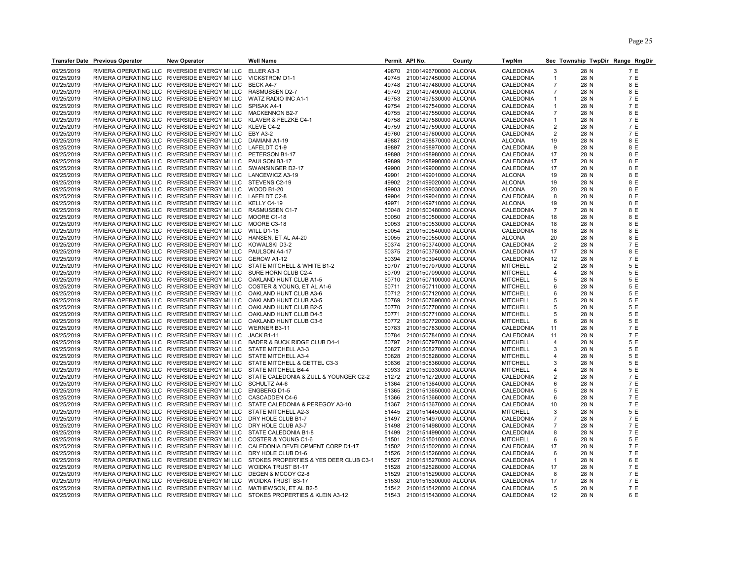| Transfer Date | Previous Operator | New Operator | Well Name | Permit | API No. | County | TwpNm | Sec | Township | TwpDir | Range | RngDir |
|---|---|---|---|---|---|---|---|---|---|---|---|---|
| 09/25/2019 | RIVIERA OPERATING LLC | RIVERSIDE ENERGY MI LLC | ELLER A3-3 | 49670 | 21001496700000 | ALCONA | CALEDONIA | 3 | 28 | N | 7 | E |
| 09/25/2019 | RIVIERA OPERATING LLC | RIVERSIDE ENERGY MI LLC | VICKSTROM D1-1 | 49745 | 21001497450000 | ALCONA | CALEDONIA | 1 | 28 | N | 7 | E |
| 09/25/2019 | RIVIERA OPERATING LLC | RIVERSIDE ENERGY MI LLC | BECK A4-7 | 49748 | 21001497480000 | ALCONA | CALEDONIA | 7 | 28 | N | 8 | E |
| 09/25/2019 | RIVIERA OPERATING LLC | RIVERSIDE ENERGY MI LLC | RASMUSSEN D2-7 | 49749 | 21001497490000 | ALCONA | CALEDONIA | 7 | 28 | N | 8 | E |
| 09/25/2019 | RIVIERA OPERATING LLC | RIVERSIDE ENERGY MI LLC | WATZ RADIO INC A1-1 | 49753 | 21001497530000 | ALCONA | CALEDONIA | 1 | 28 | N | 7 | E |
| 09/25/2019 | RIVIERA OPERATING LLC | RIVERSIDE ENERGY MI LLC | SPISAK A4-1 | 49754 | 21001497540000 | ALCONA | CALEDONIA | 1 | 28 | N | 7 | E |
| 09/25/2019 | RIVIERA OPERATING LLC | RIVERSIDE ENERGY MI LLC | MACKENNON B2-7 | 49755 | 21001497550000 | ALCONA | CALEDONIA | 7 | 28 | N | 8 | E |
| 09/25/2019 | RIVIERA OPERATING LLC | RIVERSIDE ENERGY MI LLC | KLAVER & FELZKE C4-1 | 49758 | 21001497580000 | ALCONA | CALEDONIA | 1 | 28 | N | 7 | E |
| 09/25/2019 | RIVIERA OPERATING LLC | RIVERSIDE ENERGY MI LLC | KLEVE C4-2 | 49759 | 21001497590000 | ALCONA | CALEDONIA | 2 | 28 | N | 7 | E |
| 09/25/2019 | RIVIERA OPERATING LLC | RIVERSIDE ENERGY MI LLC | EBY A3-2 | 49760 | 21001497600000 | ALCONA | CALEDONIA | 2 | 28 | N | 7 | E |
| 09/25/2019 | RIVIERA OPERATING LLC | RIVERSIDE ENERGY MI LLC | DAMIANI A1-19 | 49887 | 21001498870000 | ALCONA | ALCONA | 19 | 28 | N | 8 | E |
| 09/25/2019 | RIVIERA OPERATING LLC | RIVERSIDE ENERGY MI LLC | LAFELDT C1-9 | 49897 | 21001498970000 | ALCONA | CALEDONIA | 9 | 28 | N | 8 | E |
| 09/25/2019 | RIVIERA OPERATING LLC | RIVERSIDE ENERGY MI LLC | PETERSON B1-17 | 49898 | 21001498980000 | ALCONA | CALEDONIA | 17 | 28 | N | 8 | E |
| 09/25/2019 | RIVIERA OPERATING LLC | RIVERSIDE ENERGY MI LLC | PAULSON B3-17 | 49899 | 21001498990000 | ALCONA | CALEDONIA | 17 | 28 | N | 8 | E |
| 09/25/2019 | RIVIERA OPERATING LLC | RIVERSIDE ENERGY MI LLC | SWANSINGER D2-17 | 49900 | 21001499000000 | ALCONA | CALEDONIA | 17 | 28 | N | 8 | E |
| 09/25/2019 | RIVIERA OPERATING LLC | RIVERSIDE ENERGY MI LLC | LANCEWICZ A3-19 | 49901 | 21001499010000 | ALCONA | ALCONA | 19 | 28 | N | 8 | E |
| 09/25/2019 | RIVIERA OPERATING LLC | RIVERSIDE ENERGY MI LLC | STEVENS C2-19 | 49902 | 21001499020000 | ALCONA | ALCONA | 19 | 28 | N | 8 | E |
| 09/25/2019 | RIVIERA OPERATING LLC | RIVERSIDE ENERGY MI LLC | WOOD B1-20 | 49903 | 21001499030000 | ALCONA | ALCONA | 20 | 28 | N | 8 | E |
| 09/25/2019 | RIVIERA OPERATING LLC | RIVERSIDE ENERGY MI LLC | LAFELDT C2-8 | 49904 | 21001499040000 | ALCONA | CALEDONIA | 8 | 28 | N | 8 | E |
| 09/25/2019 | RIVIERA OPERATING LLC | RIVERSIDE ENERGY MI LLC | KELLY C4-19 | 49971 | 21001499710000 | ALCONA | ALCONA | 19 | 28 | N | 8 | E |
| 09/25/2019 | RIVIERA OPERATING LLC | RIVERSIDE ENERGY MI LLC | RASMUSSEN C1-7 | 50048 | 21001500480000 | ALCONA | CALEDONIA | 7 | 28 | N | 8 | E |
| 09/25/2019 | RIVIERA OPERATING LLC | RIVERSIDE ENERGY MI LLC | MOORE C1-18 | 50050 | 21001500500000 | ALCONA | CALEDONIA | 18 | 28 | N | 8 | E |
| 09/25/2019 | RIVIERA OPERATING LLC | RIVERSIDE ENERGY MI LLC | MOORE C3-18 | 50053 | 21001500530000 | ALCONA | CALEDONIA | 18 | 28 | N | 8 | E |
| 09/25/2019 | RIVIERA OPERATING LLC | RIVERSIDE ENERGY MI LLC | WILL D1-18 | 50054 | 21001500540000 | ALCONA | CALEDONIA | 18 | 28 | N | 8 | E |
| 09/25/2019 | RIVIERA OPERATING LLC | RIVERSIDE ENERGY MI LLC | HANSEN, ET AL A4-20 | 50055 | 21001500550000 | ALCONA | ALCONA | 20 | 28 | N | 8 | E |
| 09/25/2019 | RIVIERA OPERATING LLC | RIVERSIDE ENERGY MI LLC | KOWALSKI D3-2 | 50374 | 21001503740000 | ALCONA | CALEDONIA | 2 | 28 | N | 7 | E |
| 09/25/2019 | RIVIERA OPERATING LLC | RIVERSIDE ENERGY MI LLC | PAULSON A4-17 | 50375 | 21001503750000 | ALCONA | CALEDONIA | 17 | 28 | N | 8 | E |
| 09/25/2019 | RIVIERA OPERATING LLC | RIVERSIDE ENERGY MI LLC | GEROW A1-12 | 50394 | 21001503940000 | ALCONA | CALEDONIA | 12 | 28 | N | 7 | E |
| 09/25/2019 | RIVIERA OPERATING LLC | RIVERSIDE ENERGY MI LLC | STATE MITCHELL & WHITE B1-2 | 50707 | 21001507070000 | ALCONA | MITCHELL | 2 | 28 | N | 5 | E |
| 09/25/2019 | RIVIERA OPERATING LLC | RIVERSIDE ENERGY MI LLC | SURE HORN CLUB C2-4 | 50709 | 21001507090000 | ALCONA | MITCHELL | 4 | 28 | N | 5 | E |
| 09/25/2019 | RIVIERA OPERATING LLC | RIVERSIDE ENERGY MI LLC | OAKLAND HUNT CLUB A1-5 | 50710 | 21001507100000 | ALCONA | MITCHELL | 5 | 28 | N | 5 | E |
| 09/25/2019 | RIVIERA OPERATING LLC | RIVERSIDE ENERGY MI LLC | COSTER & YOUNG, ET AL A1-6 | 50711 | 21001507110000 | ALCONA | MITCHELL | 6 | 28 | N | 5 | E |
| 09/25/2019 | RIVIERA OPERATING LLC | RIVERSIDE ENERGY MI LLC | OAKLAND HUNT CLUB A3-6 | 50712 | 21001507120000 | ALCONA | MITCHELL | 6 | 28 | N | 5 | E |
| 09/25/2019 | RIVIERA OPERATING LLC | RIVERSIDE ENERGY MI LLC | OAKLAND HUNT CLUB A3-5 | 50769 | 21001507690000 | ALCONA | MITCHELL | 5 | 28 | N | 5 | E |
| 09/25/2019 | RIVIERA OPERATING LLC | RIVERSIDE ENERGY MI LLC | OAKLAND HUNT CLUB B2-5 | 50770 | 21001507700000 | ALCONA | MITCHELL | 5 | 28 | N | 5 | E |
| 09/25/2019 | RIVIERA OPERATING LLC | RIVERSIDE ENERGY MI LLC | OAKLAND HUNT CLUB D4-5 | 50771 | 21001507710000 | ALCONA | MITCHELL | 5 | 28 | N | 5 | E |
| 09/25/2019 | RIVIERA OPERATING LLC | RIVERSIDE ENERGY MI LLC | OAKLAND HUNT CLUB C3-6 | 50772 | 21001507720000 | ALCONA | MITCHELL | 6 | 28 | N | 5 | E |
| 09/25/2019 | RIVIERA OPERATING LLC | RIVERSIDE ENERGY MI LLC | WERNER B3-11 | 50783 | 21001507830000 | ALCONA | CALEDONIA | 11 | 28 | N | 7 | E |
| 09/25/2019 | RIVIERA OPERATING LLC | RIVERSIDE ENERGY MI LLC | JACK B1-11 | 50784 | 21001507840000 | ALCONA | CALEDONIA | 11 | 28 | N | 7 | E |
| 09/25/2019 | RIVIERA OPERATING LLC | RIVERSIDE ENERGY MI LLC | BADER & BUCK RIDGE CLUB D4-4 | 50797 | 21001507970000 | ALCONA | MITCHELL | 4 | 28 | N | 5 | E |
| 09/25/2019 | RIVIERA OPERATING LLC | RIVERSIDE ENERGY MI LLC | STATE MITCHELL A3-3 | 50827 | 21001508270000 | ALCONA | MITCHELL | 3 | 28 | N | 5 | E |
| 09/25/2019 | RIVIERA OPERATING LLC | RIVERSIDE ENERGY MI LLC | STATE MITCHELL A3-4 | 50828 | 21001508280000 | ALCONA | MITCHELL | 4 | 28 | N | 5 | E |
| 09/25/2019 | RIVIERA OPERATING LLC | RIVERSIDE ENERGY MI LLC | STATE MITCHELL & GETTEL C3-3 | 50836 | 21001508360000 | ALCONA | MITCHELL | 3 | 28 | N | 5 | E |
| 09/25/2019 | RIVIERA OPERATING LLC | RIVERSIDE ENERGY MI LLC | STATE MITCHELL B4-4 | 50933 | 21001509330000 | ALCONA | MITCHELL | 4 | 28 | N | 5 | E |
| 09/25/2019 | RIVIERA OPERATING LLC | RIVERSIDE ENERGY MI LLC | STATE CALEDONIA & ZULL & YOUNGER C2-2 | 51272 | 21001512720000 | ALCONA | CALEDONIA | 2 | 28 | N | 7 | E |
| 09/25/2019 | RIVIERA OPERATING LLC | RIVERSIDE ENERGY MI LLC | SCHULTZ A4-6 | 51364 | 21001513640000 | ALCONA | CALEDONIA | 6 | 28 | N | 7 | E |
| 09/25/2019 | RIVIERA OPERATING LLC | RIVERSIDE ENERGY MI LLC | ENGBERG D1-5 | 51365 | 21001513650000 | ALCONA | CALEDONIA | 5 | 28 | N | 7 | E |
| 09/25/2019 | RIVIERA OPERATING LLC | RIVERSIDE ENERGY MI LLC | CASCADDEN C4-6 | 51366 | 21001513660000 | ALCONA | CALEDONIA | 6 | 28 | N | 7 | E |
| 09/25/2019 | RIVIERA OPERATING LLC | RIVERSIDE ENERGY MI LLC | STATE CALEDONIA & PEREGOY A3-10 | 51367 | 21001513670000 | ALCONA | CALEDONIA | 10 | 28 | N | 7 | E |
| 09/25/2019 | RIVIERA OPERATING LLC | RIVERSIDE ENERGY MI LLC | STATE MITCHELL A2-3 | 51445 | 21001514450000 | ALCONA | MITCHELL | 3 | 28 | N | 5 | E |
| 09/25/2019 | RIVIERA OPERATING LLC | RIVERSIDE ENERGY MI LLC | DRY HOLE CLUB B1-7 | 51497 | 21001514970000 | ALCONA | CALEDONIA | 7 | 28 | N | 7 | E |
| 09/25/2019 | RIVIERA OPERATING LLC | RIVERSIDE ENERGY MI LLC | DRY HOLE CLUB A3-7 | 51498 | 21001514980000 | ALCONA | CALEDONIA | 7 | 28 | N | 7 | E |
| 09/25/2019 | RIVIERA OPERATING LLC | RIVERSIDE ENERGY MI LLC | STATE CALEDONIA B1-8 | 51499 | 21001514990000 | ALCONA | CALEDONIA | 8 | 28 | N | 7 | E |
| 09/25/2019 | RIVIERA OPERATING LLC | RIVERSIDE ENERGY MI LLC | COSTER & YOUNG C1-6 | 51501 | 21001515010000 | ALCONA | MITCHELL | 6 | 28 | N | 5 | E |
| 09/25/2019 | RIVIERA OPERATING LLC | RIVERSIDE ENERGY MI LLC | CALEDONIA DEVELOPMENT CORP D1-17 | 51502 | 21001515020000 | ALCONA | CALEDONIA | 17 | 28 | N | 7 | E |
| 09/25/2019 | RIVIERA OPERATING LLC | RIVERSIDE ENERGY MI LLC | DRY HOLE CLUB D1-6 | 51526 | 21001515260000 | ALCONA | CALEDONIA | 6 | 28 | N | 7 | E |
| 09/25/2019 | RIVIERA OPERATING LLC | RIVERSIDE ENERGY MI LLC | STOKES PROPERTIES & YES DEER CLUB C3-1 | 51527 | 21001515270000 | ALCONA | CALEDONIA | 1 | 28 | N | 6 | E |
| 09/25/2019 | RIVIERA OPERATING LLC | RIVERSIDE ENERGY MI LLC | WOIDKA TRUST B1-17 | 51528 | 21001525280000 | ALCONA | CALEDONIA | 17 | 28 | N | 7 | E |
| 09/25/2019 | RIVIERA OPERATING LLC | RIVERSIDE ENERGY MI LLC | DEGEN & MCCOY C2-8 | 51529 | 21001515290000 | ALCONA | CALEDONIA | 8 | 28 | N | 7 | E |
| 09/25/2019 | RIVIERA OPERATING LLC | RIVERSIDE ENERGY MI LLC | WOIDKA TRUST B3-17 | 51530 | 21001515300000 | ALCONA | CALEDONIA | 17 | 28 | N | 7 | E |
| 09/25/2019 | RIVIERA OPERATING LLC | RIVERSIDE ENERGY MI LLC | MATHEWSON, ET AL B2-5 | 51542 | 21001515420000 | ALCONA | CALEDONIA | 5 | 28 | N | 7 | E |
| 09/25/2019 | RIVIERA OPERATING LLC | RIVERSIDE ENERGY MI LLC | STOKES PROPERTIES & KLEIN A3-12 | 51543 | 21001515430000 | ALCONA | CALEDONIA | 12 | 28 | N | 6 | E |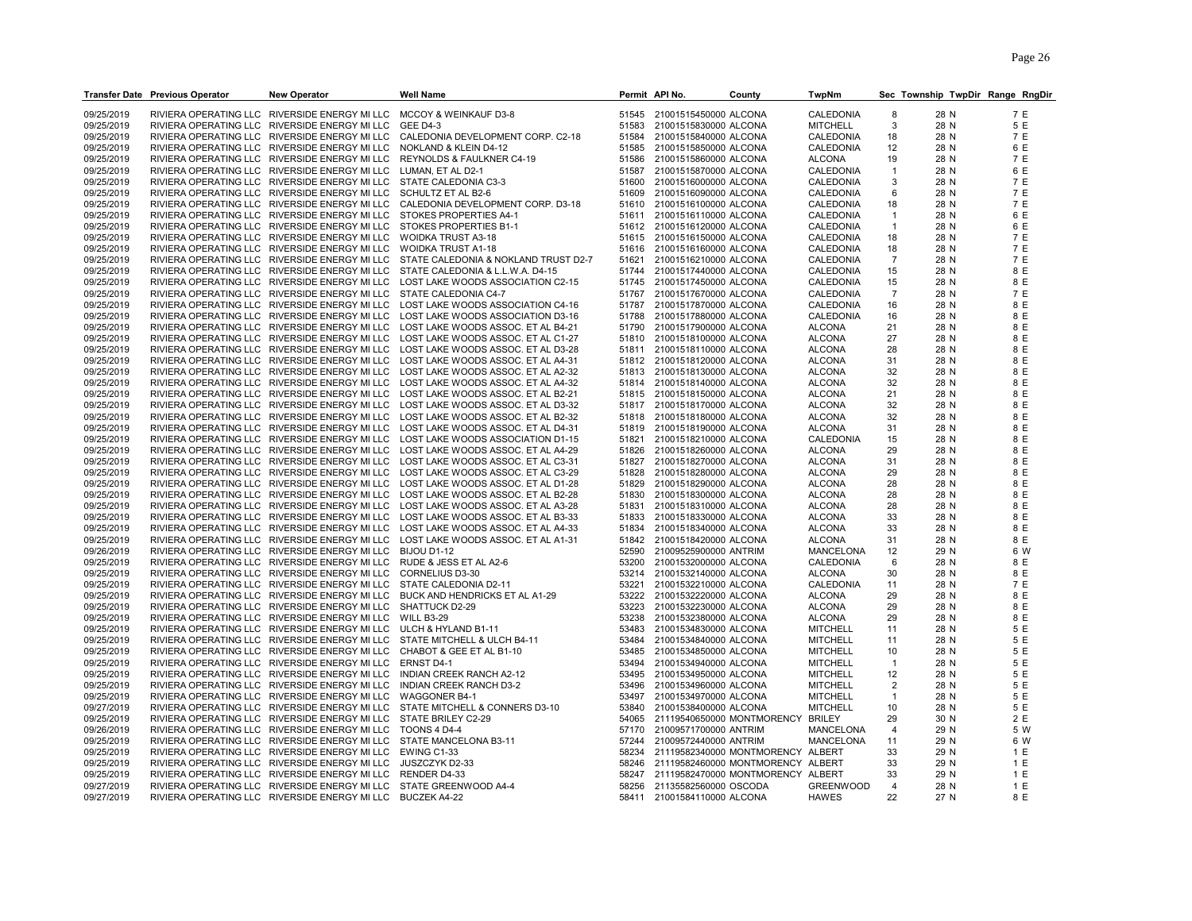| Transfer Date | Previous Operator | New Operator | Well Name | Permit | API No. | County | TwpNm | Sec | Township | TwpDir | Range | RngDir |
|---|---|---|---|---|---|---|---|---|---|---|---|---|
| 09/25/2019 | RIVIERA OPERATING LLC | RIVERSIDE ENERGY MI LLC | MCCOY & WEINKAUF D3-8 | 51545 | 21001515450000 | ALCONA | CALEDONIA | 8 | 28 | N | 7 | E |
| 09/25/2019 | RIVIERA OPERATING LLC | RIVERSIDE ENERGY MI LLC | GEE D4-3 | 51583 | 21001515830000 | ALCONA | MITCHELL | 3 | 28 | N | 5 | E |
| 09/25/2019 | RIVIERA OPERATING LLC | RIVERSIDE ENERGY MI LLC | CALEDONIA DEVELOPMENT CORP. C2-18 | 51584 | 21001515840000 | ALCONA | CALEDONIA | 18 | 28 | N | 7 | E |
| 09/25/2019 | RIVIERA OPERATING LLC | RIVERSIDE ENERGY MI LLC | NOKLAND & KLEIN D4-12 | 51585 | 21001515850000 | ALCONA | CALEDONIA | 12 | 28 | N | 6 | E |
| 09/25/2019 | RIVIERA OPERATING LLC | RIVERSIDE ENERGY MI LLC | REYNOLDS & FAULKNER C4-19 | 51586 | 21001515860000 | ALCONA | ALCONA | 19 | 28 | N | 7 | E |
| 09/25/2019 | RIVIERA OPERATING LLC | RIVERSIDE ENERGY MI LLC | LUMAN, ET AL D2-1 | 51587 | 21001515870000 | ALCONA | CALEDONIA | 1 | 28 | N | 6 | E |
| 09/25/2019 | RIVIERA OPERATING LLC | RIVERSIDE ENERGY MI LLC | STATE CALEDONIA C3-3 | 51600 | 21001516000000 | ALCONA | CALEDONIA | 3 | 28 | N | 7 | E |
| 09/25/2019 | RIVIERA OPERATING LLC | RIVERSIDE ENERGY MI LLC | SCHULTZ ET AL B2-6 | 51609 | 21001516090000 | ALCONA | CALEDONIA | 6 | 28 | N | 7 | E |
| 09/25/2019 | RIVIERA OPERATING LLC | RIVERSIDE ENERGY MI LLC | CALEDONIA DEVELOPMENT CORP. D3-18 | 51610 | 21001516100000 | ALCONA | CALEDONIA | 18 | 28 | N | 7 | E |
| 09/25/2019 | RIVIERA OPERATING LLC | RIVERSIDE ENERGY MI LLC | STOKES PROPERTIES A4-1 | 51611 | 21001516110000 | ALCONA | CALEDONIA | 1 | 28 | N | 6 | E |
| 09/25/2019 | RIVIERA OPERATING LLC | RIVERSIDE ENERGY MI LLC | STOKES PROPERTIES B1-1 | 51612 | 21001516120000 | ALCONA | CALEDONIA | 1 | 28 | N | 6 | E |
| 09/25/2019 | RIVIERA OPERATING LLC | RIVERSIDE ENERGY MI LLC | WOIDKA TRUST A3-18 | 51615 | 21001516150000 | ALCONA | CALEDONIA | 18 | 28 | N | 7 | E |
| 09/25/2019 | RIVIERA OPERATING LLC | RIVERSIDE ENERGY MI LLC | WOIDKA TRUST A1-18 | 51616 | 21001516160000 | ALCONA | CALEDONIA | 18 | 28 | N | 7 | E |
| 09/25/2019 | RIVIERA OPERATING LLC | RIVERSIDE ENERGY MI LLC | STATE CALEDONIA & NOKLAND TRUST D2-7 | 51621 | 21001516210000 | ALCONA | CALEDONIA | 7 | 28 | N | 7 | E |
| 09/25/2019 | RIVIERA OPERATING LLC | RIVERSIDE ENERGY MI LLC | STATE CALEDONIA & L.L.W.A. D4-15 | 51744 | 21001517440000 | ALCONA | CALEDONIA | 15 | 28 | N | 8 | E |
| 09/25/2019 | RIVIERA OPERATING LLC | RIVERSIDE ENERGY MI LLC | LOST LAKE WOODS ASSOCIATION C2-15 | 51745 | 21001517450000 | ALCONA | CALEDONIA | 15 | 28 | N | 8 | E |
| 09/25/2019 | RIVIERA OPERATING LLC | RIVERSIDE ENERGY MI LLC | STATE CALEDONIA C4-7 | 51767 | 21001517670000 | ALCONA | CALEDONIA | 7 | 28 | N | 7 | E |
| 09/25/2019 | RIVIERA OPERATING LLC | RIVERSIDE ENERGY MI LLC | LOST LAKE WOODS ASSOCIATION C4-16 | 51787 | 21001517870000 | ALCONA | CALEDONIA | 16 | 28 | N | 8 | E |
| 09/25/2019 | RIVIERA OPERATING LLC | RIVERSIDE ENERGY MI LLC | LOST LAKE WOODS ASSOCIATION D3-16 | 51788 | 21001517880000 | ALCONA | CALEDONIA | 16 | 28 | N | 8 | E |
| 09/25/2019 | RIVIERA OPERATING LLC | RIVERSIDE ENERGY MI LLC | LOST LAKE WOODS ASSOC. ET AL B4-21 | 51790 | 21001517900000 | ALCONA | ALCONA | 21 | 28 | N | 8 | E |
| 09/25/2019 | RIVIERA OPERATING LLC | RIVERSIDE ENERGY MI LLC | LOST LAKE WOODS ASSOC. ET AL C1-27 | 51810 | 21001518100000 | ALCONA | ALCONA | 27 | 28 | N | 8 | E |
| 09/25/2019 | RIVIERA OPERATING LLC | RIVERSIDE ENERGY MI LLC | LOST LAKE WOODS ASSOC. ET AL D3-28 | 51811 | 21001518110000 | ALCONA | ALCONA | 28 | 28 | N | 8 | E |
| 09/25/2019 | RIVIERA OPERATING LLC | RIVERSIDE ENERGY MI LLC | LOST LAKE WOODS ASSOC. ET AL A4-31 | 51812 | 21001518120000 | ALCONA | ALCONA | 31 | 28 | N | 8 | E |
| 09/25/2019 | RIVIERA OPERATING LLC | RIVERSIDE ENERGY MI LLC | LOST LAKE WOODS ASSOC. ET AL A2-32 | 51813 | 21001518130000 | ALCONA | ALCONA | 32 | 28 | N | 8 | E |
| 09/25/2019 | RIVIERA OPERATING LLC | RIVERSIDE ENERGY MI LLC | LOST LAKE WOODS ASSOC. ET AL A4-32 | 51814 | 21001518140000 | ALCONA | ALCONA | 32 | 28 | N | 8 | E |
| 09/25/2019 | RIVIERA OPERATING LLC | RIVERSIDE ENERGY MI LLC | LOST LAKE WOODS ASSOC. ET AL B2-21 | 51815 | 21001518150000 | ALCONA | ALCONA | 21 | 28 | N | 8 | E |
| 09/25/2019 | RIVIERA OPERATING LLC | RIVERSIDE ENERGY MI LLC | LOST LAKE WOODS ASSOC. ET AL D3-32 | 51817 | 21001518170000 | ALCONA | ALCONA | 32 | 28 | N | 8 | E |
| 09/25/2019 | RIVIERA OPERATING LLC | RIVERSIDE ENERGY MI LLC | LOST LAKE WOODS ASSOC. ET AL B2-32 | 51818 | 21001518180000 | ALCONA | ALCONA | 32 | 28 | N | 8 | E |
| 09/25/2019 | RIVIERA OPERATING LLC | RIVERSIDE ENERGY MI LLC | LOST LAKE WOODS ASSOC. ET AL D4-31 | 51819 | 21001518190000 | ALCONA | ALCONA | 31 | 28 | N | 8 | E |
| 09/25/2019 | RIVIERA OPERATING LLC | RIVERSIDE ENERGY MI LLC | LOST LAKE WOODS ASSOCIATION D1-15 | 51821 | 21001518210000 | ALCONA | CALEDONIA | 15 | 28 | N | 8 | E |
| 09/25/2019 | RIVIERA OPERATING LLC | RIVERSIDE ENERGY MI LLC | LOST LAKE WOODS ASSOC. ET AL A4-29 | 51826 | 21001518260000 | ALCONA | ALCONA | 29 | 28 | N | 8 | E |
| 09/25/2019 | RIVIERA OPERATING LLC | RIVERSIDE ENERGY MI LLC | LOST LAKE WOODS ASSOC. ET AL C3-31 | 51827 | 21001518270000 | ALCONA | ALCONA | 31 | 28 | N | 8 | E |
| 09/25/2019 | RIVIERA OPERATING LLC | RIVERSIDE ENERGY MI LLC | LOST LAKE WOODS ASSOC. ET AL C3-29 | 51828 | 21001518280000 | ALCONA | ALCONA | 29 | 28 | N | 8 | E |
| 09/25/2019 | RIVIERA OPERATING LLC | RIVERSIDE ENERGY MI LLC | LOST LAKE WOODS ASSOC. ET AL D1-28 | 51829 | 21001518290000 | ALCONA | ALCONA | 28 | 28 | N | 8 | E |
| 09/25/2019 | RIVIERA OPERATING LLC | RIVERSIDE ENERGY MI LLC | LOST LAKE WOODS ASSOC. ET AL B2-28 | 51830 | 21001518300000 | ALCONA | ALCONA | 28 | 28 | N | 8 | E |
| 09/25/2019 | RIVIERA OPERATING LLC | RIVERSIDE ENERGY MI LLC | LOST LAKE WOODS ASSOC. ET AL A3-28 | 51831 | 21001518310000 | ALCONA | ALCONA | 28 | 28 | N | 8 | E |
| 09/25/2019 | RIVIERA OPERATING LLC | RIVERSIDE ENERGY MI LLC | LOST LAKE WOODS ASSOC. ET AL B3-33 | 51833 | 21001518330000 | ALCONA | ALCONA | 33 | 28 | N | 8 | E |
| 09/25/2019 | RIVIERA OPERATING LLC | RIVERSIDE ENERGY MI LLC | LOST LAKE WOODS ASSOC. ET AL A4-33 | 51834 | 21001518340000 | ALCONA | ALCONA | 33 | 28 | N | 8 | E |
| 09/25/2019 | RIVIERA OPERATING LLC | RIVERSIDE ENERGY MI LLC | LOST LAKE WOODS ASSOC. ET AL A1-31 | 51842 | 21001518420000 | ALCONA | ALCONA | 31 | 28 | N | 8 | E |
| 09/26/2019 | RIVIERA OPERATING LLC | RIVERSIDE ENERGY MI LLC | BIJOU D1-12 | 52590 | 21009525900000 | ANTRIM | MANCELONA | 12 | 29 | N | 6 | W |
| 09/25/2019 | RIVIERA OPERATING LLC | RIVERSIDE ENERGY MI LLC | RUDE & JESS ET AL A2-6 | 53200 | 21001532000000 | ALCONA | CALEDONIA | 6 | 28 | N | 8 | E |
| 09/25/2019 | RIVIERA OPERATING LLC | RIVERSIDE ENERGY MI LLC | CORNELIUS D3-30 | 53214 | 21001532140000 | ALCONA | ALCONA | 30 | 28 | N | 8 | E |
| 09/25/2019 | RIVIERA OPERATING LLC | RIVERSIDE ENERGY MI LLC | STATE CALEDONIA D2-11 | 53221 | 21001532210000 | ALCONA | CALEDONIA | 11 | 28 | N | 7 | E |
| 09/25/2019 | RIVIERA OPERATING LLC | RIVERSIDE ENERGY MI LLC | BUCK AND HENDRICKS ET AL A1-29 | 53222 | 21001532220000 | ALCONA | ALCONA | 29 | 28 | N | 8 | E |
| 09/25/2019 | RIVIERA OPERATING LLC | RIVERSIDE ENERGY MI LLC | SHATTUCK D2-29 | 53223 | 21001532230000 | ALCONA | ALCONA | 29 | 28 | N | 8 | E |
| 09/25/2019 | RIVIERA OPERATING LLC | RIVERSIDE ENERGY MI LLC | WILL B3-29 | 53238 | 21001532380000 | ALCONA | ALCONA | 29 | 28 | N | 8 | E |
| 09/25/2019 | RIVIERA OPERATING LLC | RIVERSIDE ENERGY MI LLC | ULCH & HYLAND B1-11 | 53483 | 21001534830000 | ALCONA | MITCHELL | 11 | 28 | N | 5 | E |
| 09/25/2019 | RIVIERA OPERATING LLC | RIVERSIDE ENERGY MI LLC | STATE MITCHELL & ULCH B4-11 | 53484 | 21001534840000 | ALCONA | MITCHELL | 11 | 28 | N | 5 | E |
| 09/25/2019 | RIVIERA OPERATING LLC | RIVERSIDE ENERGY MI LLC | CHABOT & GEE ET AL B1-10 | 53485 | 21001534850000 | ALCONA | MITCHELL | 10 | 28 | N | 5 | E |
| 09/25/2019 | RIVIERA OPERATING LLC | RIVERSIDE ENERGY MI LLC | ERNST D4-1 | 53494 | 21001534940000 | ALCONA | MITCHELL | 1 | 28 | N | 5 | E |
| 09/25/2019 | RIVIERA OPERATING LLC | RIVERSIDE ENERGY MI LLC | INDIAN CREEK RANCH A2-12 | 53495 | 21001534950000 | ALCONA | MITCHELL | 12 | 28 | N | 5 | E |
| 09/25/2019 | RIVIERA OPERATING LLC | RIVERSIDE ENERGY MI LLC | INDIAN CREEK RANCH D3-2 | 53496 | 21001534960000 | ALCONA | MITCHELL | 2 | 28 | N | 5 | E |
| 09/25/2019 | RIVIERA OPERATING LLC | RIVERSIDE ENERGY MI LLC | WAGGONER B4-1 | 53497 | 21001534970000 | ALCONA | MITCHELL | 1 | 28 | N | 5 | E |
| 09/27/2019 | RIVIERA OPERATING LLC | RIVERSIDE ENERGY MI LLC | STATE MITCHELL & CONNERS D3-10 | 53840 | 21001538400000 | ALCONA | MITCHELL | 10 | 28 | N | 5 | E |
| 09/25/2019 | RIVIERA OPERATING LLC | RIVERSIDE ENERGY MI LLC | STATE BRILEY C2-29 | 54065 | 21119540650000 | MONTMORENCY | BRILEY | 29 | 30 | N | 2 | E |
| 09/26/2019 | RIVIERA OPERATING LLC | RIVERSIDE ENERGY MI LLC | TOONS 4 D4-4 | 57170 | 21009571700000 | ANTRIM | MANCELONA | 4 | 29 | N | 5 | W |
| 09/25/2019 | RIVIERA OPERATING LLC | RIVERSIDE ENERGY MI LLC | STATE MANCELONA B3-11 | 57244 | 21009572440000 | ANTRIM | MANCELONA | 11 | 29 | N | 6 | W |
| 09/25/2019 | RIVIERA OPERATING LLC | RIVERSIDE ENERGY MI LLC | EWING C1-33 | 58234 | 21119582340000 | MONTMORENCY | ALBERT | 33 | 29 | N | 1 | E |
| 09/25/2019 | RIVIERA OPERATING LLC | RIVERSIDE ENERGY MI LLC | JUSZCZYK D2-33 | 58246 | 21119582460000 | MONTMORENCY | ALBERT | 33 | 29 | N | 1 | E |
| 09/25/2019 | RIVIERA OPERATING LLC | RIVERSIDE ENERGY MI LLC | RENDER D4-33 | 58247 | 21119582470000 | MONTMORENCY | ALBERT | 33 | 29 | N | 1 | E |
| 09/27/2019 | RIVIERA OPERATING LLC | RIVERSIDE ENERGY MI LLC | STATE GREENWOOD A4-4 | 58256 | 21135582560000 | OSCODA | GREENWOOD | 4 | 28 | N | 1 | E |
| 09/27/2019 | RIVIERA OPERATING LLC | RIVERSIDE ENERGY MI LLC | BUCZEK A4-22 | 58411 | 21001584110000 | ALCONA | HAWES | 22 | 27 | N | 8 | E |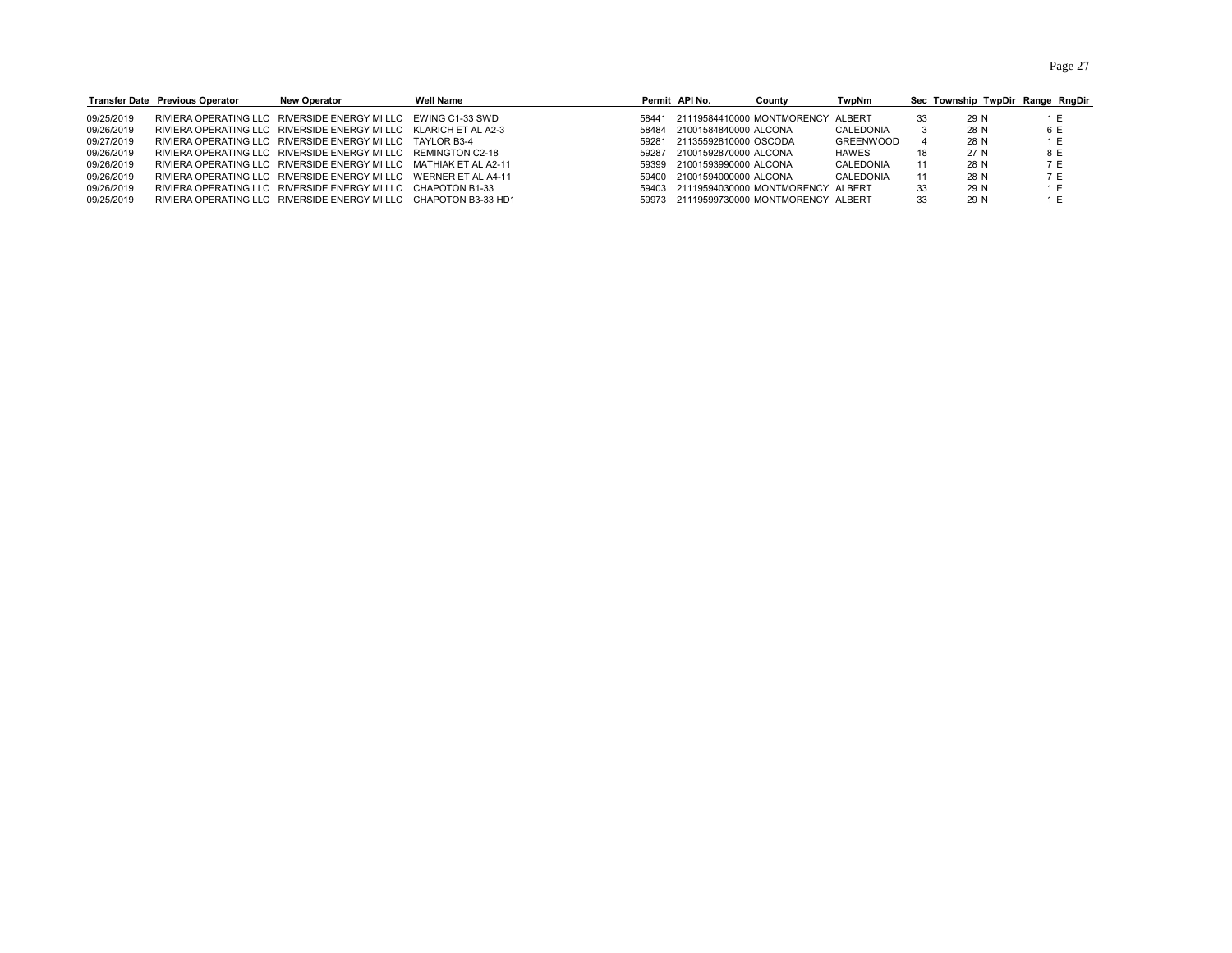| Transfer Date | Previous Operator | New Operator | Well Name | Permit | API No. | County | TwpNm | Sec | Township | TwpDir | Range | RngDir |
|---|---|---|---|---|---|---|---|---|---|---|---|---|
| 09/25/2019 | RIVIERA OPERATING LLC | RIVERSIDE ENERGY MI LLC | EWING C1-33 SWD | 58441 | 21119584410000 | MONTMORENCY | ALBERT | 33 | 29 | N | 1 | E |
| 09/26/2019 | RIVIERA OPERATING LLC | RIVERSIDE ENERGY MI LLC | KLARICH ET AL A2-3 | 58484 | 21001584840000 | ALCONA | CALEDONIA | 3 | 28 | N | 6 | E |
| 09/27/2019 | RIVIERA OPERATING LLC | RIVERSIDE ENERGY MI LLC | TAYLOR B3-4 | 59281 | 21135592810000 | OSCODA | GREENWOOD | 4 | 28 | N | 1 | E |
| 09/26/2019 | RIVIERA OPERATING LLC | RIVERSIDE ENERGY MI LLC | REMINGTON C2-18 | 59287 | 21001592870000 | ALCONA | HAWES | 18 | 27 | N | 8 | E |
| 09/26/2019 | RIVIERA OPERATING LLC | RIVERSIDE ENERGY MI LLC | MATHIAK ET AL A2-11 | 59399 | 21001593990000 | ALCONA | CALEDONIA | 11 | 28 | N | 7 | E |
| 09/26/2019 | RIVIERA OPERATING LLC | RIVERSIDE ENERGY MI LLC | WERNER ET AL A4-11 | 59400 | 21001594000000 | ALCONA | CALEDONIA | 11 | 28 | N | 7 | E |
| 09/26/2019 | RIVIERA OPERATING LLC | RIVERSIDE ENERGY MI LLC | CHAPOTON B1-33 | 59403 | 21119594030000 | MONTMORENCY | ALBERT | 33 | 29 | N | 1 | E |
| 09/25/2019 | RIVIERA OPERATING LLC | RIVERSIDE ENERGY MI LLC | CHAPOTON B3-33 HD1 | 59973 | 21119599730000 | MONTMORENCY | ALBERT | 33 | 29 | N | 1 | E |